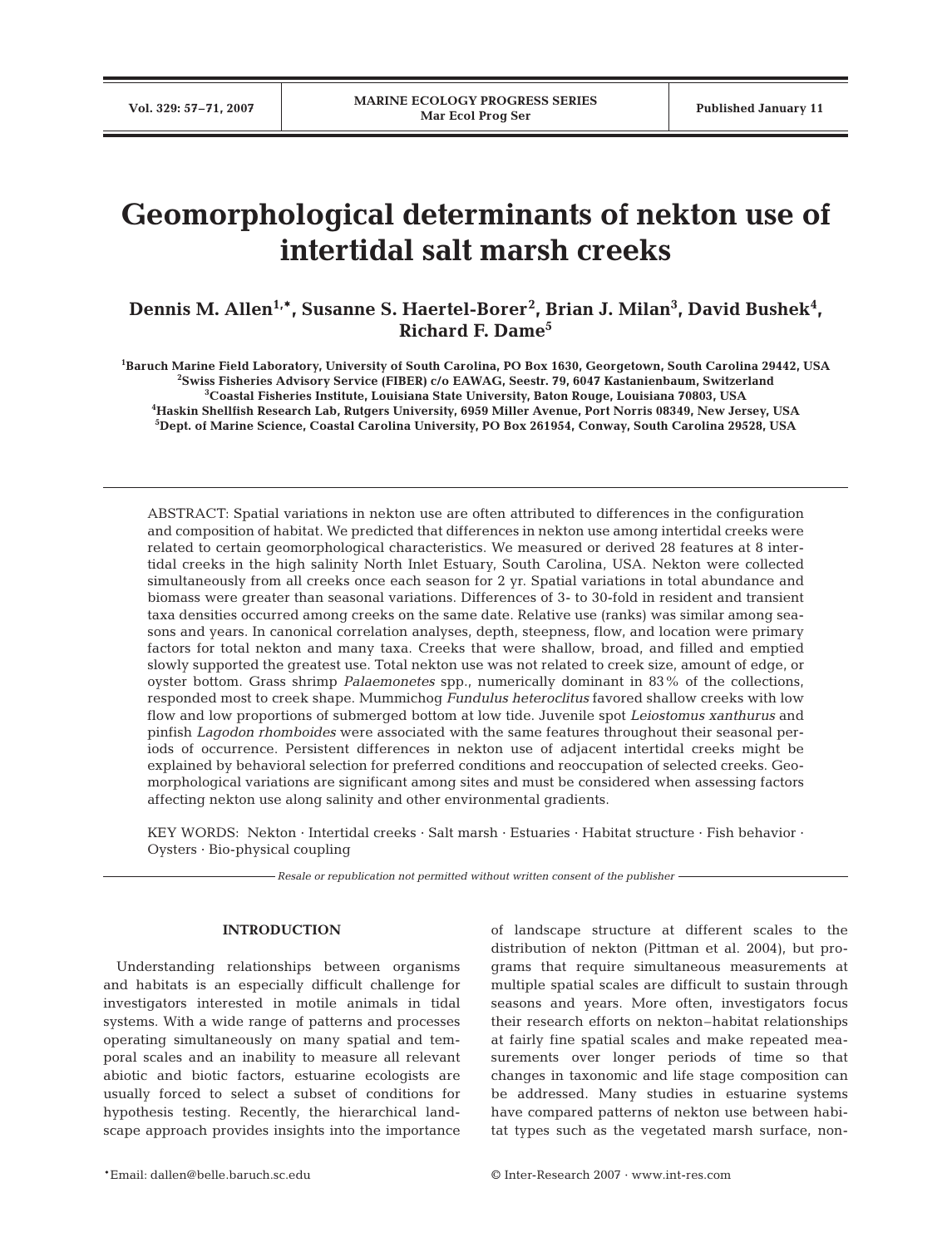# Geomorphological determinants of nekton use of intertidal salt marsh creeks

**Dennis M. Allen[1,*], Susanne S. Haertel-Borer[2], Brian J. Milan[3], David Bushek[4], Richard F. Dame[5]**

[1]Baruch Marine Field Laboratory, University of South Carolina, PO Box 1630, Georgetown, South Carolina 29442, USA
[2]Swiss Fisheries Advisory Service (FIBER) c/o EAWAG, Seestr. 79, 6047 Kastanienbaum, Switzerland
[3]Coastal Fisheries Institute, Louisiana State University, Baton Rouge, Louisiana 70803, USA
[4]Haskin Shellfish Research Lab, Rutgers University, 6959 Miller Avenue, Port Norris 08349, New Jersey, USA
[5]Dept. of Marine Science, Coastal Carolina University, PO Box 261954, Conway, South Carolina 29528, USA

ABSTRACT: Spatial variations in nekton use are often attributed to differences in the configuration and composition of habitat. We predicted that differences in nekton use among intertidal creeks were related to certain geomorphological characteristics. We measured or derived 28 features at 8 intertidal creeks in the high salinity North Inlet Estuary, South Carolina, USA. Nekton were collected simultaneously from all creeks once each season for 2 yr. Spatial variations in total abundance and biomass were greater than seasonal variations. Differences of 3- to 30-fold in resident and transient taxa densities occurred among creeks on the same date. Relative use (ranks) was similar among seasons and years. In canonical correlation analyses, depth, steepness, flow, and location were primary factors for total nekton and many taxa. Creeks that were shallow, broad, and filled and emptied slowly supported the greatest use. Total nekton use was not related to creek size, amount of edge, or oyster bottom. Grass shrimp *Palaemonetes* spp., numerically dominant in 83% of the collections, responded most to creek shape. Mummichog *Fundulus heteroclitus* favored shallow creeks with low flow and low proportions of submerged bottom at low tide. Juvenile spot *Leiostomus xanthurus* and pinfish *Lagodon rhomboides* were associated with the same features throughout their seasonal periods of occurrence. Persistent differences in nekton use of adjacent intertidal creeks might be explained by behavioral selection for preferred conditions and reoccupation of selected creeks. Geomorphological variations are significant among sites and must be considered when assessing factors affecting nekton use along salinity and other environmental gradients.

KEY WORDS: Nekton · Intertidal creeks · Salt marsh · Estuaries · Habitat structure · Fish behavior · Oysters · Bio-physical coupling

*Resale or republication not permitted without written consent of the publisher*

## INTRODUCTION

Understanding relationships between organisms and habitats is an especially difficult challenge for investigators interested in motile animals in tidal systems. With a wide range of patterns and processes operating simultaneously on many spatial and temporal scales and an inability to measure all relevant abiotic and biotic factors, estuarine ecologists are usually forced to select a subset of conditions for hypothesis testing. Recently, the hierarchical landscape approach provides insights into the importance of landscape structure at different scales to the distribution of nekton (Pittman et al. 2004), but programs that require simultaneous measurements at multiple spatial scales are difficult to sustain through seasons and years. More often, investigators focus their research efforts on nekton–habitat relationships at fairly fine spatial scales and make repeated measurements over longer periods of time so that changes in taxonomic and life stage composition can be addressed. Many studies in estuarine systems have compared patterns of nekton use between habitat types such as the vegetated marsh surface, non-

*Email: dallen@belle.baruch.sc.edu

© Inter-Research 2007 · www.int-res.com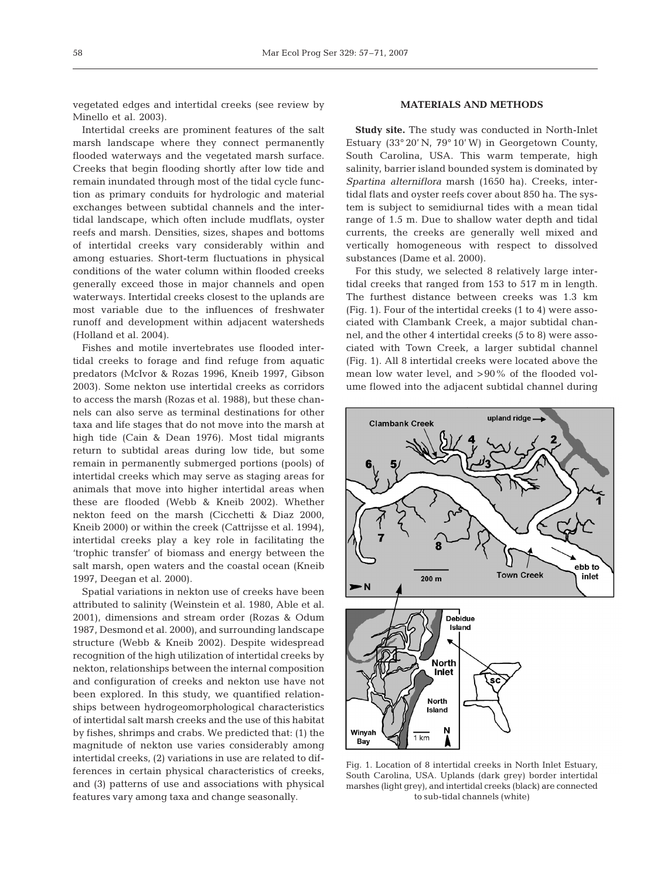vegetated edges and intertidal creeks (see review by Minello et al. 2003).

Intertidal creeks are prominent features of the salt marsh landscape where they connect permanently flooded waterways and the vegetated marsh surface. Creeks that begin flooding shortly after low tide and remain inundated through most of the tidal cycle function as primary conduits for hydrologic and material exchanges between subtidal channels and the intertidal landscape, which often include mudflats, oyster reefs and marsh. Densities, sizes, shapes and bottoms of intertidal creeks vary considerably within and among estuaries. Short-term fluctuations in physical conditions of the water column within flooded creeks generally exceed those in major channels and open waterways. Intertidal creeks closest to the uplands are most variable due to the influences of freshwater runoff and development within adjacent watersheds (Holland et al. 2004).

Fishes and motile invertebrates use flooded intertidal creeks to forage and find refuge from aquatic predators (McIvor & Rozas 1996, Kneib 1997, Gibson 2003). Some nekton use intertidal creeks as corridors to access the marsh (Rozas et al. 1988), but these channels can also serve as terminal destinations for other taxa and life stages that do not move into the marsh at high tide (Cain & Dean 1976). Most tidal migrants return to subtidal areas during low tide, but some remain in permanently submerged portions (pools) of intertidal creeks which may serve as staging areas for animals that move into higher intertidal areas when these are flooded (Webb & Kneib 2002). Whether nekton feed on the marsh (Cicchetti & Diaz 2000, Kneib 2000) or within the creek (Cattrijsse et al. 1994), intertidal creeks play a key role in facilitating the 'trophic transfer' of biomass and energy between the salt marsh, open waters and the coastal ocean (Kneib 1997, Deegan et al. 2000).

Spatial variations in nekton use of creeks have been attributed to salinity (Weinstein et al. 1980, Able et al. 2001), dimensions and stream order (Rozas & Odum 1987, Desmond et al. 2000), and surrounding landscape structure (Webb & Kneib 2002). Despite widespread recognition of the high utilization of intertidal creeks by nekton, relationships between the internal composition and configuration of creeks and nekton use have not been explored. In this study, we quantified relationships between hydrogeomorphological characteristics of intertidal salt marsh creeks and the use of this habitat by fishes, shrimps and crabs. We predicted that: (1) the magnitude of nekton use varies considerably among intertidal creeks, (2) variations in use are related to differences in certain physical characteristics of creeks, and (3) patterns of use and associations with physical features vary among taxa and change seasonally.

## MATERIALS AND METHODS

**Study site.** The study was conducted in North-Inlet Estuary (33° 20' N, 79° 10' W) in Georgetown County, South Carolina, USA. This warm temperate, high salinity, barrier island bounded system is dominated by *Spartina alterniflora* marsh (1650 ha). Creeks, intertidal flats and oyster reefs cover about 850 ha. The system is subject to semidiurnal tides with a mean tidal range of 1.5 m. Due to shallow water depth and tidal currents, the creeks are generally well mixed and vertically homogeneous with respect to dissolved substances (Dame et al. 2000).

For this study, we selected 8 relatively large intertidal creeks that ranged from 153 to 517 m in length. The furthest distance between creeks was 1.3 km (Fig. 1). Four of the intertidal creeks (1 to 4) were associated with Clambank Creek, a major subtidal channel, and the other 4 intertidal creeks (5 to 8) were associated with Town Creek, a larger subtidal channel (Fig. 1). All 8 intertidal creeks were located above the mean low water level, and >90% of the flooded volume flowed into the adjacent subtidal channel during

Fig. 1. Location of 8 intertidal creeks in North Inlet Estuary, South Carolina, USA. Uplands (dark grey) border intertidal marshes (light grey), and intertidal creeks (black) are connected to sub-tidal channels (white)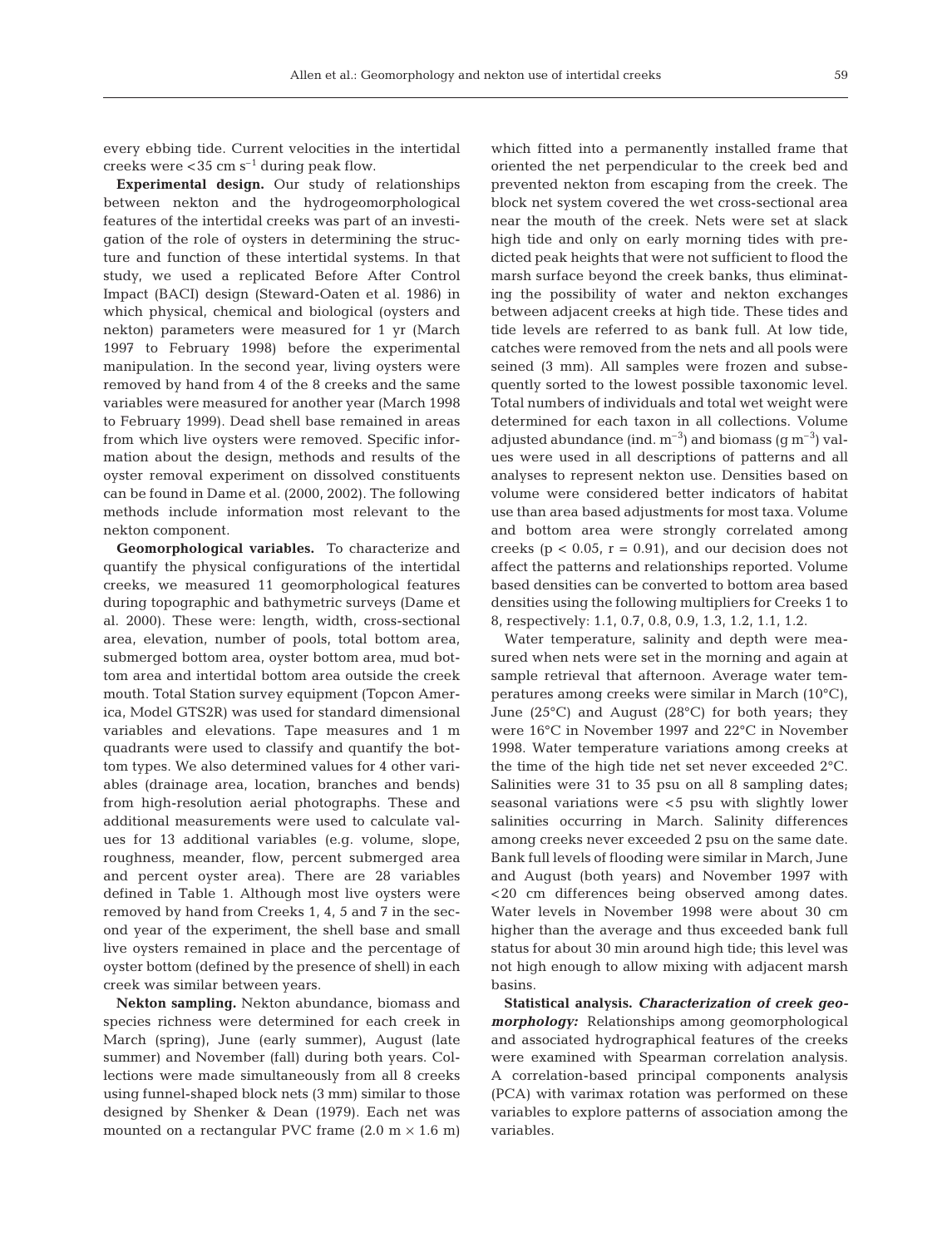every ebbing tide. Current velocities in the intertidal creeks were $<35$ cm $s^{-1}$ during peak flow.

**Experimental design.** Our study of relationships between nekton and the hydrogeomorphological features of the intertidal creeks was part of an investigation of the role of oysters in determining the structure and function of these intertidal systems. In that study, we used a replicated Before After Control Impact (BACI) design (Steward-Oaten et al. 1986) in which physical, chemical and biological (oysters and nekton) parameters were measured for 1 yr (March 1997 to February 1998) before the experimental manipulation. In the second year, living oysters were removed by hand from 4 of the 8 creeks and the same variables were measured for another year (March 1998 to February 1999). Dead shell base remained in areas from which live oysters were removed. Specific information about the design, methods and results of the oyster removal experiment on dissolved constituents can be found in Dame et al. (2000, 2002). The following methods include information most relevant to the nekton component.

**Geomorphological variables.** To characterize and quantify the physical configurations of the intertidal creeks, we measured 11 geomorphological features during topographic and bathymetric surveys (Dame et al. 2000). These were: length, width, cross-sectional area, elevation, number of pools, total bottom area, submerged bottom area, oyster bottom area, mud bottom area and intertidal bottom area outside the creek mouth. Total Station survey equipment (Topcon America, Model GTS2R) was used for standard dimensional variables and elevations. Tape measures and 1 m quadrants were used to classify and quantify the bottom types. We also determined values for 4 other variables (drainage area, location, branches and bends) from high-resolution aerial photographs. These and additional measurements were used to calculate values for 13 additional variables (e.g. volume, slope, roughness, meander, flow, percent submerged area and percent oyster area). There are 28 variables defined in Table 1. Although most live oysters were removed by hand from Creeks 1, 4, 5 and 7 in the second year of the experiment, the shell base and small live oysters remained in place and the percentage of oyster bottom (defined by the presence of shell) in each creek was similar between years.

**Nekton sampling.** Nekton abundance, biomass and species richness were determined for each creek in March (spring), June (early summer), August (late summer) and November (fall) during both years. Collections were made simultaneously from all 8 creeks using funnel-shaped block nets (3 mm) similar to those designed by Shenker & Dean (1979). Each net was mounted on a rectangular PVC frame (2.0 m $\times$ 1.6 m) which fitted into a permanently installed frame that oriented the net perpendicular to the creek bed and prevented nekton from escaping from the creek. The block net system covered the wet cross-sectional area near the mouth of the creek. Nets were set at slack high tide and only on early morning tides with predicted peak heights that were not sufficient to flood the marsh surface beyond the creek banks, thus eliminating the possibility of water and nekton exchanges between adjacent creeks at high tide. These tides and tide levels are referred to as bank full. At low tide, catches were removed from the nets and all pools were seined (3 mm). All samples were frozen and subsequently sorted to the lowest possible taxonomic level. Total numbers of individuals and total wet weight were determined for each taxon in all collections. Volume adjusted abundance (ind. $m^{-3}$) and biomass (g $m^{-3}$) values were used in all descriptions of patterns and all analyses to represent nekton use. Densities based on volume were considered better indicators of habitat use than area based adjustments for most taxa. Volume and bottom area were strongly correlated among creeks ($p < 0.05$, $r = 0.91$), and our decision does not affect the patterns and relationships reported. Volume based densities can be converted to bottom area based densities using the following multipliers for Creeks 1 to 8, respectively: 1.1, 0.7, 0.8, 0.9, 1.3, 1.2, 1.1, 1.2.

Water temperature, salinity and depth were measured when nets were set in the morning and again at sample retrieval that afternoon. Average water temperatures among creeks were similar in March (10°C), June (25°C) and August (28°C) for both years; they were 16°C in November 1997 and 22°C in November 1998. Water temperature variations among creeks at the time of the high tide net set never exceeded 2°C. Salinities were 31 to 35 psu on all 8 sampling dates; seasonal variations were $<5$ psu with slightly lower salinities occurring in March. Salinity differences among creeks never exceeded 2 psu on the same date. Bank full levels of flooding were similar in March, June and August (both years) and November 1997 with $<20$ cm differences being observed among dates. Water levels in November 1998 were about 30 cm higher than the average and thus exceeded bank full status for about 30 min around high tide; this level was not high enough to allow mixing with adjacent marsh basins.

**Statistical analysis.** ***Characterization of creek geomorphology:*** Relationships among geomorphological and associated hydrographical features of the creeks were examined with Spearman correlation analysis. A correlation-based principal components analysis (PCA) with varimax rotation was performed on these variables to explore patterns of association among the variables.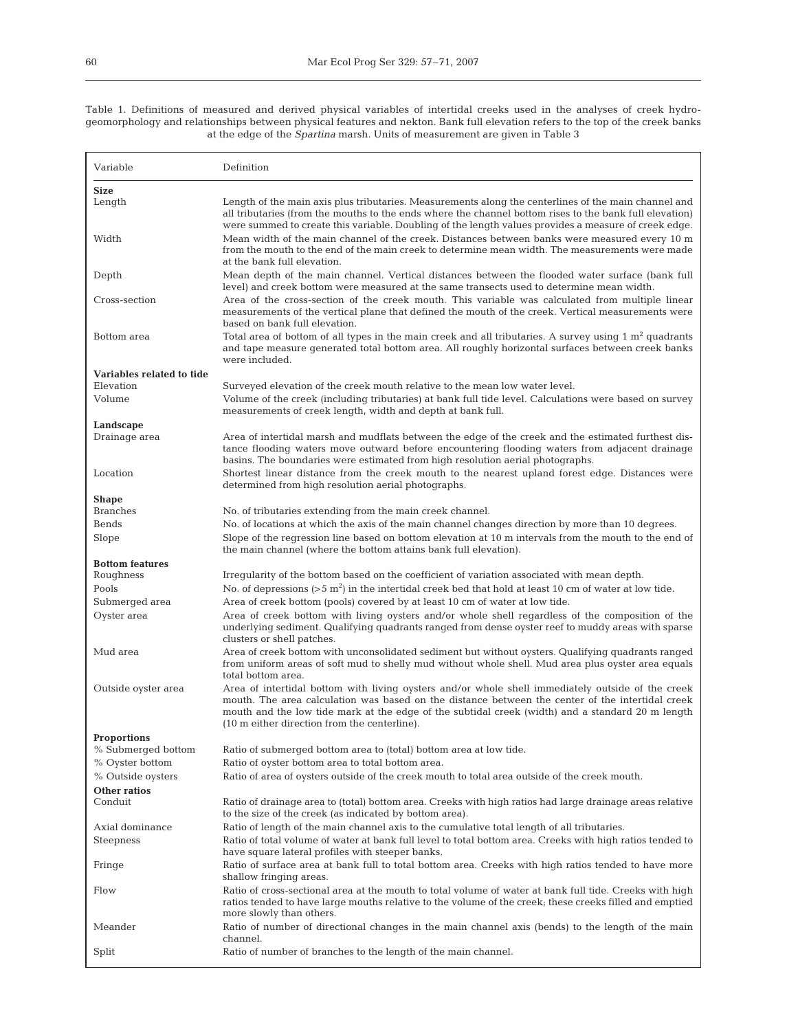Table 1. Definitions of measured and derived physical variables of intertidal creeks used in the analyses of creek hydrogeomorphology and relationships between physical features and nekton. Bank full elevation refers to the top of the creek banks at the edge of the *Spartina* marsh. Units of measurement are given in Table 3

| Variable | Definition |
|---|---|
| **Size** | |
| Length | Length of the main axis plus tributaries. Measurements along the centerlines of the main channel and all tributaries (from the mouths to the ends where the channel bottom rises to the bank full elevation) were summed to create this variable. Doubling of the length values provides a measure of creek edge. |
| Width | Mean width of the main channel of the creek. Distances between banks were measured every 10 m from the mouth to the end of the main creek to determine mean width. The measurements were made at the bank full elevation. |
| Depth | Mean depth of the main channel. Vertical distances between the flooded water surface (bank full level) and creek bottom were measured at the same transects used to determine mean width. |
| Cross-section | Area of the cross-section of the creek mouth. This variable was calculated from multiple linear measurements of the vertical plane that defined the mouth of the creek. Vertical measurements were based on bank full elevation. |
| Bottom area | Total area of bottom of all types in the main creek and all tributaries. A survey using 1 $m^2$ quadrants and tape measure generated total bottom area. All roughly horizontal surfaces between creek banks were included. |
| **Variables related to tide** | |
| Elevation | Surveyed elevation of the creek mouth relative to the mean low water level. |
| Volume | Volume of the creek (including tributaries) at bank full tide level. Calculations were based on survey measurements of creek length, width and depth at bank full. |
| **Landscape** | |
| Drainage area | Area of intertidal marsh and mudflats between the edge of the creek and the estimated furthest distance flooding waters move outward before encountering flooding waters from adjacent drainage basins. The boundaries were estimated from high resolution aerial photographs. |
| Location | Shortest linear distance from the creek mouth to the nearest upland forest edge. Distances were determined from high resolution aerial photographs. |
| **Shape** | |
| Branches | No. of tributaries extending from the main creek channel. |
| Bends | No. of locations at which the axis of the main channel changes direction by more than 10 degrees. |
| Slope | Slope of the regression line based on bottom elevation at 10 m intervals from the mouth to the end of the main channel (where the bottom attains bank full elevation). |
| **Bottom features** | |
| Roughness | Irregularity of the bottom based on the coefficient of variation associated with mean depth. |
| Pools | No. of depressions (>5 $m^2$) in the intertidal creek bed that hold at least 10 cm of water at low tide. |
| Submerged area | Area of creek bottom (pools) covered by at least 10 cm of water at low tide. |
| Oyster area | Area of creek bottom with living oysters and/or whole shell regardless of the composition of the underlying sediment. Qualifying quadrants ranged from dense oyster reef to muddy areas with sparse clusters or shell patches. |
| Mud area | Area of creek bottom with unconsolidated sediment but without oysters. Qualifying quadrants ranged from uniform areas of soft mud to shelly mud without whole shell. Mud area plus oyster area equals total bottom area. |
| Outside oyster area | Area of intertidal bottom with living oysters and/or whole shell immediately outside of the creek mouth. The area calculation was based on the distance between the center of the intertidal creek mouth and the low tide mark at the edge of the subtidal creek (width) and a standard 20 m length (10 m either direction from the centerline). |
| **Proportions** | |
| % Submerged bottom | Ratio of submerged bottom area to (total) bottom area at low tide. |
| % Oyster bottom | Ratio of oyster bottom area to total bottom area. |
| % Outside oysters | Ratio of area of oysters outside of the creek mouth to total area outside of the creek mouth. |
| **Other ratios** | |
| Conduit | Ratio of drainage area to (total) bottom area. Creeks with high ratios had large drainage areas relative to the size of the creek (as indicated by bottom area). |
| Axial dominance | Ratio of length of the main channel axis to the cumulative total length of all tributaries. |
| Steepness | Ratio of total volume of water at bank full level to total bottom area. Creeks with high ratios tended to have square lateral profiles with steeper banks. |
| Fringe | Ratio of surface area at bank full to total bottom area. Creeks with high ratios tended to have more shallow fringing areas. |
| Flow | Ratio of cross-sectional area at the mouth to total volume of water at bank full tide. Creeks with high ratios tended to have large mouths relative to the volume of the creek; these creeks filled and emptied more slowly than others. |
| Meander | Ratio of number of directional changes in the main channel axis (bends) to the length of the main channel. |
| Split | Ratio of number of branches to the length of the main channel. |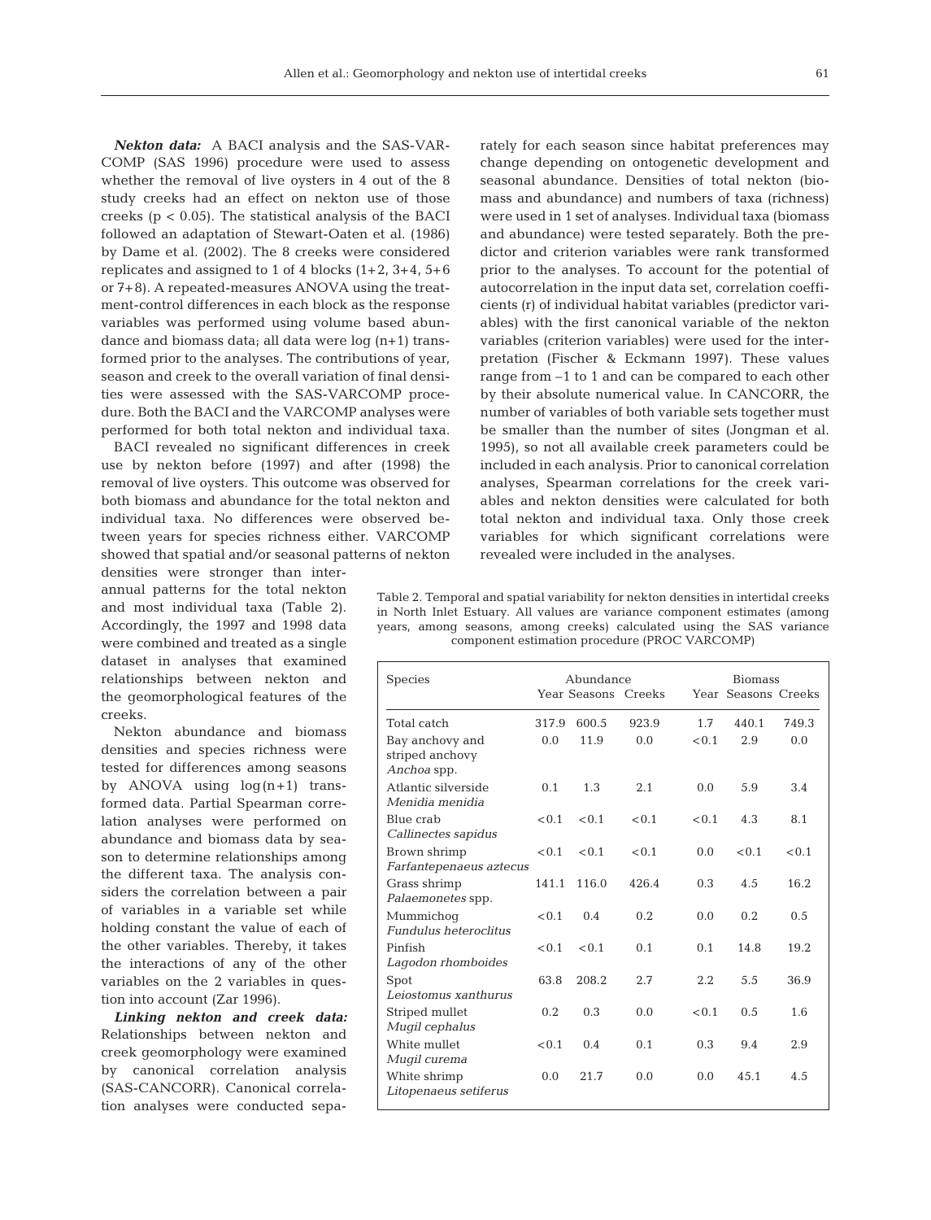***Nekton data:*** A BACI analysis and the SAS-VARCOMP (SAS 1996) procedure were used to assess whether the removal of live oysters in 4 out of the 8 study creeks had an effect on nekton use of those creeks ($p < 0.05$). The statistical analysis of the BACI followed an adaptation of Stewart-Oaten et al. (1986) by Dame et al. (2002). The 8 creeks were considered replicates and assigned to 1 of 4 blocks (1+2, 3+4, 5+6 or 7+8). A repeated-measures ANOVA using the treatment-control differences in each block as the response variables was performed using volume based abundance and biomass data; all data were log (n+1) transformed prior to the analyses. The contributions of year, season and creek to the overall variation of final densities were assessed with the SAS-VARCOMP procedure. Both the BACI and the VARCOMP analyses were performed for both total nekton and individual taxa.

BACI revealed no significant differences in creek use by nekton before (1997) and after (1998) the removal of live oysters. This outcome was observed for both biomass and abundance for the total nekton and individual taxa. No differences were observed between years for species richness either. VARCOMP showed that spatial and/or seasonal patterns of nekton densities were stronger than interannual patterns for the total nekton and most individual taxa (Table 2). Accordingly, the 1997 and 1998 data were combined and treated as a single dataset in analyses that examined relationships between nekton and the geomorphological features of the creeks.

Nekton abundance and biomass densities and species richness were tested for differences among seasons by ANOVA using log(n+1) transformed data. Partial Spearman correlation analyses were performed on abundance and biomass data by season to determine relationships among the different taxa. The analysis considers the correlation between a pair of variables in a variable set while holding constant the value of each of the other variables. Thereby, it takes the interactions of any of the other variables on the 2 variables in question into account (Zar 1996).

***Linking nekton and creek data:*** Relationships between nekton and creek geomorphology were examined by canonical correlation analysis (SAS-CANCORR). Canonical correlation analyses were conducted separately for each season since habitat preferences may change depending on ontogenetic development and seasonal abundance. Densities of total nekton (biomass and abundance) and numbers of taxa (richness) were used in 1 set of analyses. Individual taxa (biomass and abundance) were tested separately. Both the predictor and criterion variables were rank transformed prior to the analyses. To account for the potential of autocorrelation in the input data set, correlation coefficients (r) of individual habitat variables (predictor variables) with the first canonical variable of the nekton variables (criterion variables) were used for the interpretation (Fischer & Eckmann 1997). These values range from –1 to 1 and can be compared to each other by their absolute numerical value. In CANCORR, the number of variables of both variable sets together must be smaller than the number of sites (Jongman et al. 1995), so not all available creek parameters could be included in each analysis. Prior to canonical correlation analyses, Spearman correlations for the creek variables and nekton densities were calculated for both total nekton and individual taxa. Only those creek variables for which significant correlations were revealed were included in the analyses.

Table 2. Temporal and spatial variability for nekton densities in intertidal creeks in North Inlet Estuary. All values are variance component estimates (among years, among seasons, among creeks) calculated using the SAS variance component estimation procedure (PROC VARCOMP)

| Species | Abundance | | | Biomass | | |
|---|---|---|---|---|---|---|
| | Year | Seasons | Creeks | Year | Seasons | Creeks |
| Total catch | 317.9 | 600.5 | 923.9 | 1.7 | 440.1 | 749.3 |
| Bay anchovy and striped anchovy *Anchoa* spp. | 0.0 | 11.9 | 0.0 | <0.1 | 2.9 | 0.0 |
| Atlantic silverside *Menidia menidia* | 0.1 | 1.3 | 2.1 | 0.0 | 5.9 | 3.4 |
| Blue crab *Callinectes sapidus* | <0.1 | <0.1 | <0.1 | <0.1 | 4.3 | 8.1 |
| Brown shrimp *Farfantepenaeus aztecus* | <0.1 | <0.1 | <0.1 | 0.0 | <0.1 | <0.1 |
| Grass shrimp *Palaemonetes* spp. | 141.1 | 116.0 | 426.4 | 0.3 | 4.5 | 16.2 |
| Mummichog *Fundulus heteroclitus* | <0.1 | 0.4 | 0.2 | 0.0 | 0.2 | 0.5 |
| Pinfish *Lagodon rhomboides* | <0.1 | <0.1 | 0.1 | 0.1 | 14.8 | 19.2 |
| Spot *Leiostomus xanthurus* | 63.8 | 208.2 | 2.7 | 2.2 | 5.5 | 36.9 |
| Striped mullet *Mugil cephalus* | 0.2 | 0.3 | 0.0 | <0.1 | 0.5 | 1.6 |
| White mullet *Mugil curema* | <0.1 | 0.4 | 0.1 | 0.3 | 9.4 | 2.9 |
| White shrimp *Litopenaeus setiferus* | 0.0 | 21.7 | 0.0 | 0.0 | 45.1 | 4.5 |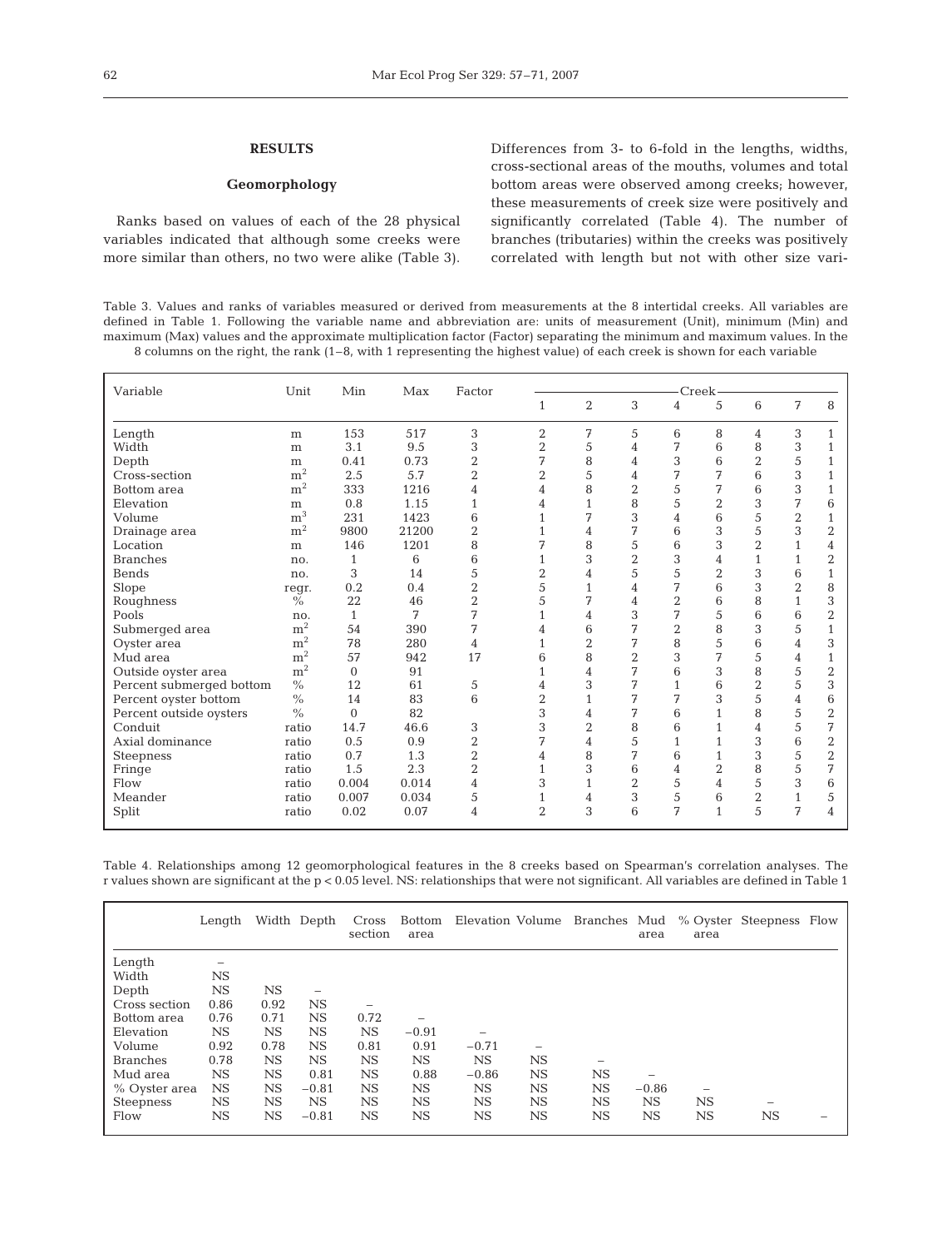## RESULTS

### Geomorphology

Ranks based on values of each of the 28 physical variables indicated that although some creeks were more similar than others, no two were alike (Table 3). Differences from 3- to 6-fold in the lengths, widths, cross-sectional areas of the mouths, volumes and total bottom areas were observed among creeks; however, these measurements of creek size were positively and significantly correlated (Table 4). The number of branches (tributaries) within the creeks was positively correlated with length but not with other size vari-

Table 3. Values and ranks of variables measured or derived from measurements at the 8 intertidal creeks. All variables are defined in Table 1. Following the variable name and abbreviation are: units of measurement (Unit), minimum (Min) and maximum (Max) values and the approximate multiplication factor (Factor) separating the minimum and maximum values. In the 8 columns on the right, the rank (1–8, with 1 representing the highest value) of each creek is shown for each variable

| Variable | Unit | Min | Max | Factor | Creek | | | | | | | |
|---|---|---|---|---|---|---|---|---|---|---|---|---|
| | | | | | 1 | 2 | 3 | 4 | 5 | 6 | 7 | 8 |
| Length | m | 153 | 517 | 3 | 2 | 7 | 5 | 6 | 8 | 4 | 3 | 1 |
| Width | m | 3.1 | 9.5 | 3 | 2 | 5 | 4 | 7 | 6 | 8 | 3 | 1 |
| Depth | m | 0.41 | 0.73 | 2 | 7 | 8 | 4 | 3 | 6 | 2 | 5 | 1 |
| Cross-section | $m^2$ | 2.5 | 5.7 | 2 | 2 | 5 | 4 | 7 | 7 | 6 | 3 | 1 |
| Bottom area | $m^2$ | 333 | 1216 | 4 | 4 | 8 | 2 | 5 | 7 | 6 | 3 | 1 |
| Elevation | m | 0.8 | 1.15 | 1 | 4 | 1 | 8 | 5 | 2 | 3 | 7 | 6 |
| Volume | $m^3$ | 231 | 1423 | 6 | 1 | 7 | 3 | 4 | 6 | 5 | 2 | 1 |
| Drainage area | $m^2$ | 9800 | 21200 | 2 | 1 | 4 | 7 | 6 | 3 | 5 | 3 | 2 |
| Location | m | 146 | 1201 | 8 | 7 | 8 | 5 | 6 | 3 | 2 | 1 | 4 |
| Branches | no. | 1 | 6 | 6 | 1 | 3 | 2 | 3 | 4 | 1 | 1 | 2 |
| Bends | no. | 3 | 14 | 5 | 2 | 4 | 5 | 5 | 2 | 3 | 6 | 1 |
| Slope | regr. | 0.2 | 0.4 | 2 | 5 | 1 | 4 | 7 | 6 | 3 | 2 | 8 |
| Roughness | % | 22 | 46 | 2 | 5 | 7 | 4 | 2 | 6 | 8 | 1 | 3 |
| Pools | no. | 1 | 7 | 7 | 1 | 4 | 3 | 7 | 5 | 6 | 6 | 2 |
| Submerged area | $m^2$ | 54 | 390 | 7 | 4 | 6 | 7 | 2 | 8 | 3 | 5 | 1 |
| Oyster area | $m^2$ | 78 | 280 | 4 | 1 | 2 | 7 | 8 | 5 | 6 | 4 | 3 |
| Mud area | $m^2$ | 57 | 942 | 17 | 6 | 8 | 2 | 3 | 7 | 5 | 4 | 1 |
| Outside oyster area | $m^2$ | 0 | 91 | | 1 | 4 | 7 | 6 | 3 | 8 | 5 | 2 |
| Percent submerged bottom | % | 12 | 61 | 5 | 4 | 3 | 7 | 1 | 6 | 2 | 5 | 3 |
| Percent oyster bottom | % | 14 | 83 | 6 | 2 | 1 | 7 | 7 | 3 | 5 | 4 | 6 |
| Percent outside oysters | % | 0 | 82 | | 3 | 4 | 7 | 6 | 1 | 8 | 5 | 2 |
| Conduit | ratio | 14.7 | 46.6 | 3 | 3 | 2 | 8 | 6 | 1 | 4 | 5 | 7 |
| Axial dominance | ratio | 0.5 | 0.9 | 2 | 7 | 4 | 5 | 1 | 1 | 3 | 6 | 2 |
| Steepness | ratio | 0.7 | 1.3 | 2 | 4 | 8 | 7 | 6 | 1 | 3 | 5 | 2 |
| Fringe | ratio | 1.5 | 2.3 | 2 | 1 | 3 | 6 | 4 | 2 | 8 | 5 | 7 |
| Flow | ratio | 0.004 | 0.014 | 4 | 3 | 1 | 2 | 5 | 4 | 5 | 3 | 6 |
| Meander | ratio | 0.007 | 0.034 | 5 | 1 | 4 | 3 | 5 | 6 | 2 | 1 | 5 |
| Split | ratio | 0.02 | 0.07 | 4 | 2 | 3 | 6 | 7 | 1 | 5 | 7 | 4 |

Table 4. Relationships among 12 geomorphological features in the 8 creeks based on Spearman's correlation analyses. The r values shown are significant at the $p < 0.05$ level. NS: relationships that were not significant. All variables are defined in Table 1

| | Length | Width | Depth | Cross section | Bottom area | Elevation | Volume | Branches | Mud area | % Oyster area | Steepness | Flow |
|---|---|---|---|---|---|---|---|---|---|---|---|---|
| Length | – | | | | | | | | | | | |
| Width | NS | | | | | | | | | | | |
| Depth | NS | NS | – | | | | | | | | | |
| Cross section | 0.86 | 0.92 | NS | – | | | | | | | | |
| Bottom area | 0.76 | 0.71 | NS | 0.72 | – | | | | | | | |
| Elevation | NS | NS | NS | NS | −0.91 | – | | | | | | |
| Volume | 0.92 | 0.78 | NS | 0.81 | 0.91 | −0.71 | – | | | | | |
| Branches | 0.78 | NS | NS | NS | NS | NS | NS | – | | | | |
| Mud area | NS | NS | 0.81 | NS | 0.88 | −0.86 | NS | NS | – | | | |
| % Oyster area | NS | NS | −0.81 | NS | NS | NS | NS | NS | −0.86 | – | | |
| Steepness | NS | NS | NS | NS | NS | NS | NS | NS | NS | NS | – | |
| Flow | NS | NS | −0.81 | NS | NS | NS | NS | NS | NS | NS | NS | – |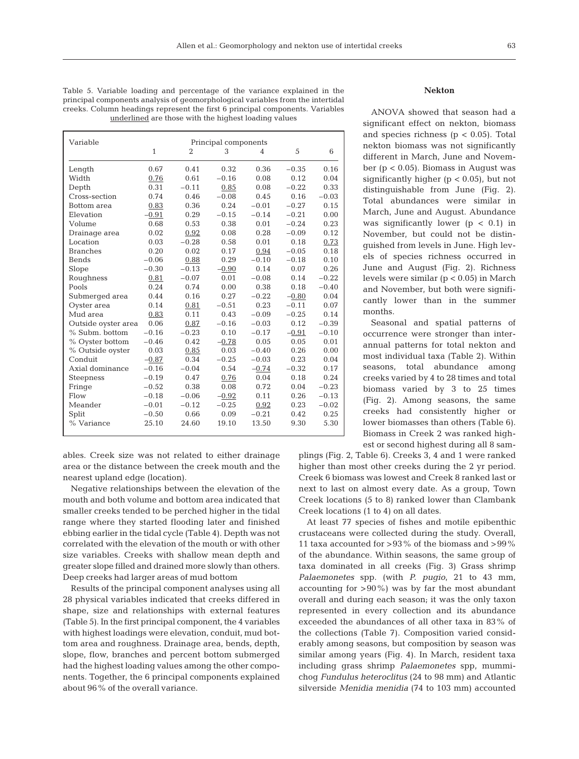Table 5. Variable loading and percentage of the variance explained in the principal components analysis of geomorphological variables from the intertidal creeks. Column headings represent the first 6 principal components. Variables underlined are those with the highest loading values

| Variable | Principal components | | | | | |
|---|---|---|---|---|---|---|
| | 1 | 2 | 3 | 4 | 5 | 6 |
| Length | 0.67 | 0.41 | 0.32 | 0.36 | −0.35 | 0.16 |
| Width | <u>0.76</u> | 0.61 | −0.16 | 0.08 | 0.12 | 0.04 |
| Depth | 0.31 | −0.11 | <u>0.85</u> | 0.08 | −0.22 | 0.33 |
| Cross-section | 0.74 | 0.46 | −0.08 | 0.45 | 0.16 | −0.03 |
| Bottom area | <u>0.83</u> | 0.36 | 0.24 | −0.01 | −0.27 | 0.15 |
| Elevation | <u>−0.91</u> | 0.29 | −0.15 | −0.14 | −0.21 | 0.00 |
| Volume | 0.68 | 0.53 | 0.38 | 0.01 | −0.24 | 0.23 |
| Drainage area | 0.02 | <u>0.92</u> | 0.08 | 0.28 | −0.09 | 0.12 |
| Location | 0.03 | −0.28 | 0.58 | 0.01 | 0.18 | <u>0.73</u> |
| Branches | 0.20 | 0.02 | 0.17 | <u>0.94</u> | −0.05 | 0.18 |
| Bends | −0.06 | <u>0.88</u> | 0.29 | −0.10 | −0.18 | 0.10 |
| Slope | −0.30 | −0.13 | <u>−0.90</u> | 0.14 | 0.07 | 0.26 |
| Roughness | <u>0.81</u> | −0.07 | 0.01 | −0.08 | 0.14 | −0.22 |
| Pools | 0.24 | 0.74 | 0.00 | 0.38 | 0.18 | −0.40 |
| Submerged area | 0.44 | 0.16 | 0.27 | −0.22 | <u>−0.80</u> | 0.04 |
| Oyster area | 0.14 | <u>0.81</u> | −0.51 | 0.23 | −0.11 | 0.07 |
| Mud area | <u>0.83</u> | 0.11 | 0.13 | −0.09 | −0.25 | 0.14 |
| Outside oyster area | 0.06 | <u>0.87</u> | −0.16 | −0.03 | 0.12 | −0.39 |
| % Subm. bottom | −0.16 | −0.23 | 0.10 | −0.17 | <u>−0.91</u> | −0.10 |
| % Oyster bottom | −0.46 | 0.42 | <u>−0.78</u> | 0.05 | 0.05 | 0.01 |
| % Outside oyster | 0.03 | <u>0.85</u> | 0.03 | −0.40 | 0.26 | 0.00 |
| Conduit | <u>−0.87</u> | 0.34 | −0.25 | −0.03 | 0.23 | 0.04 |
| Axial dominance | −0.16 | −0.04 | 0.54 | <u>−0.74</u> | −0.32 | 0.17 |
| Steepness | −0.19 | 0.47 | <u>0.76</u> | 0.04 | 0.18 | 0.24 |
| Fringe | −0.52 | 0.38 | 0.08 | 0.72 | 0.04 | −0.23 |
| Flow | −0.18 | −0.06 | <u>−0.92</u> | 0.11 | 0.26 | −0.13 |
| Meander | −0.01 | −0.12 | −0.25 | <u>0.92</u> | 0.23 | −0.02 |
| Split | −0.50 | 0.66 | 0.09 | −0.21 | 0.42 | 0.25 |
| % Variance | 25.10 | 24.60 | 19.10 | 13.50 | 9.30 | 5.30 |

ables. Creek size was not related to either drainage area or the distance between the creek mouth and the nearest upland edge (location).

Negative relationships between the elevation of the mouth and both volume and bottom area indicated that smaller creeks tended to be perched higher in the tidal range where they started flooding later and finished ebbing earlier in the tidal cycle (Table 4). Depth was not correlated with the elevation of the mouth or with other size variables. Creeks with shallow mean depth and greater slope filled and drained more slowly than others. Deep creeks had larger areas of mud bottom

Results of the principal component analyses using all 28 physical variables indicated that creeks differed in shape, size and relationships with external features (Table 5). In the first principal component, the 4 variables with highest loadings were elevation, conduit, mud bottom area and roughness. Drainage area, bends, depth, slope, flow, branches and percent bottom submerged had the highest loading values among the other components. Together, the 6 principal components explained about 96% of the overall variance.

### Nekton

ANOVA showed that season had a significant effect on nekton, biomass and species richness ($p < 0.05$). Total nekton biomass was not significantly different in March, June and November ($p < 0.05$). Biomass in August was significantly higher ($p < 0.05$), but not distinguishable from June (Fig. 2). Total abundances were similar in March, June and August. Abundance was significantly lower ($p < 0.1$) in November, but could not be distinguished from levels in June. High levels of species richness occurred in June and August (Fig. 2). Richness levels were similar ($p < 0.05$) in March and November, but both were significantly lower than in the summer months.

Seasonal and spatial patterns of occurrence were stronger than interannual patterns for total nekton and most individual taxa (Table 2). Within seasons, total abundance among creeks varied by 4 to 28 times and total biomass varied by 3 to 25 times (Fig. 2). Among seasons, the same creeks had consistently higher or lower biomasses than others (Table 6). Biomass in Creek 2 was ranked highest or second highest during all 8 samplings (Fig. 2, Table 6). Creeks 3, 4 and 1 were ranked higher than most other creeks during the 2 yr period. Creek 6 biomass was lowest and Creek 8 ranked last or next to last on almost every date. As a group, Town Creek locations (5 to 8) ranked lower than Clambank Creek locations (1 to 4) on all dates.

At least 77 species of fishes and motile epibenthic crustaceans were collected during the study. Overall, 11 taxa accounted for >93% of the biomass and >99% of the abundance. Within seasons, the same group of taxa dominated in all creeks (Fig. 3) Grass shrimp *Palaemonetes* spp. (with *P. pugio*, 21 to 43 mm, accounting for >90%) was by far the most abundant overall and during each season; it was the only taxon represented in every collection and its abundance exceeded the abundances of all other taxa in 83% of the collections (Table 7). Composition varied considerably among seasons, but composition by season was similar among years (Fig. 4). In March, resident taxa including grass shrimp *Palaemonetes* spp, mummichog *Fundulus heteroclitus* (24 to 98 mm) and Atlantic silverside *Menidia menidia* (74 to 103 mm) accounted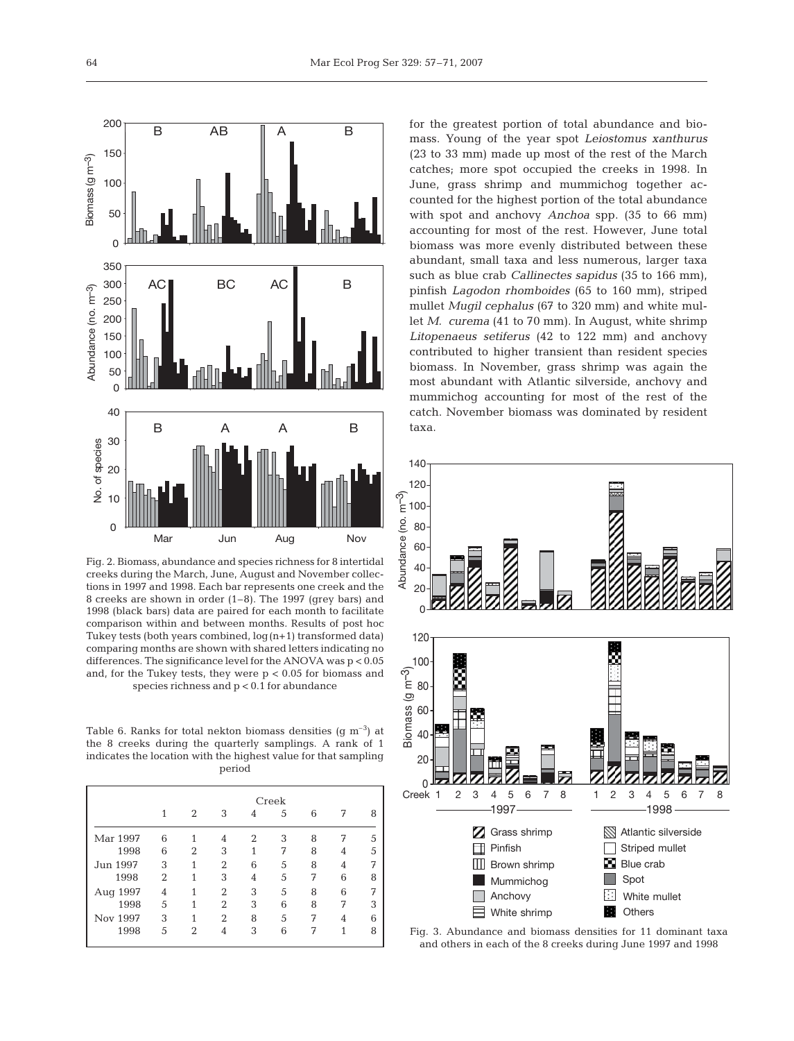Fig. 2. Biomass, abundance and species richness for 8 intertidal creeks during the March, June, August and November collections in 1997 and 1998. Each bar represents one creek and the 8 creeks are shown in order (1–8). The 1997 (grey bars) and 1998 (black bars) data are paired for each month to facilitate comparison within and between months. Results of post hoc Tukey tests (both years combined, log(n+1) transformed data) comparing months are shown with shared letters indicating no differences. The significance level for the ANOVA was $p < 0.05$ and, for the Tukey tests, they were $p < 0.05$ for biomass and species richness and $p < 0.1$ for abundance

Table 6. Ranks for total nekton biomass densities (g $m^{-3}$) at the 8 creeks during the quarterly samplings. A rank of 1 indicates the location with the highest value for that sampling period

| | Creek | | | | | | | |
|---|---|---|---|---|---|---|---|---|
| | 1 | 2 | 3 | 4 | 5 | 6 | 7 | 8 |
| Mar 1997 | 6 | 1 | 4 | 2 | 3 | 8 | 7 | 5 |
| 1998 | 6 | 2 | 3 | 1 | 7 | 8 | 4 | 5 |
| Jun 1997 | 3 | 1 | 2 | 6 | 5 | 8 | 4 | 7 |
| 1998 | 2 | 1 | 3 | 4 | 5 | 7 | 6 | 8 |
| Aug 1997 | 4 | 1 | 2 | 3 | 5 | 8 | 6 | 7 |
| 1998 | 5 | 1 | 2 | 3 | 6 | 8 | 7 | 3 |
| Nov 1997 | 3 | 1 | 2 | 8 | 5 | 7 | 4 | 6 |
| 1998 | 5 | 2 | 4 | 3 | 6 | 7 | 1 | 8 |

for the greatest portion of total abundance and biomass. Young of the year spot *Leiostomus xanthurus* (23 to 33 mm) made up most of the rest of the March catches; more spot occupied the creeks in 1998. In June, grass shrimp and mummichog together accounted for the highest portion of the total abundance with spot and anchovy *Anchoa* spp. (35 to 66 mm) accounting for most of the rest. However, June total biomass was more evenly distributed between these abundant, small taxa and less numerous, larger taxa such as blue crab *Callinectes sapidus* (35 to 166 mm), pinfish *Lagodon rhomboides* (65 to 160 mm), striped mullet *Mugil cephalus* (67 to 320 mm) and white mullet *M. curema* (41 to 70 mm). In August, white shrimp *Litopenaeus setiferus* (42 to 122 mm) and anchovy contributed to higher transient than resident species biomass. In November, grass shrimp was again the most abundant with Atlantic silverside, anchovy and mummichog accounting for most of the rest of the catch. November biomass was dominated by resident taxa.

Fig. 3. Abundance and biomass densities for 11 dominant taxa and others in each of the 8 creeks during June 1997 and 1998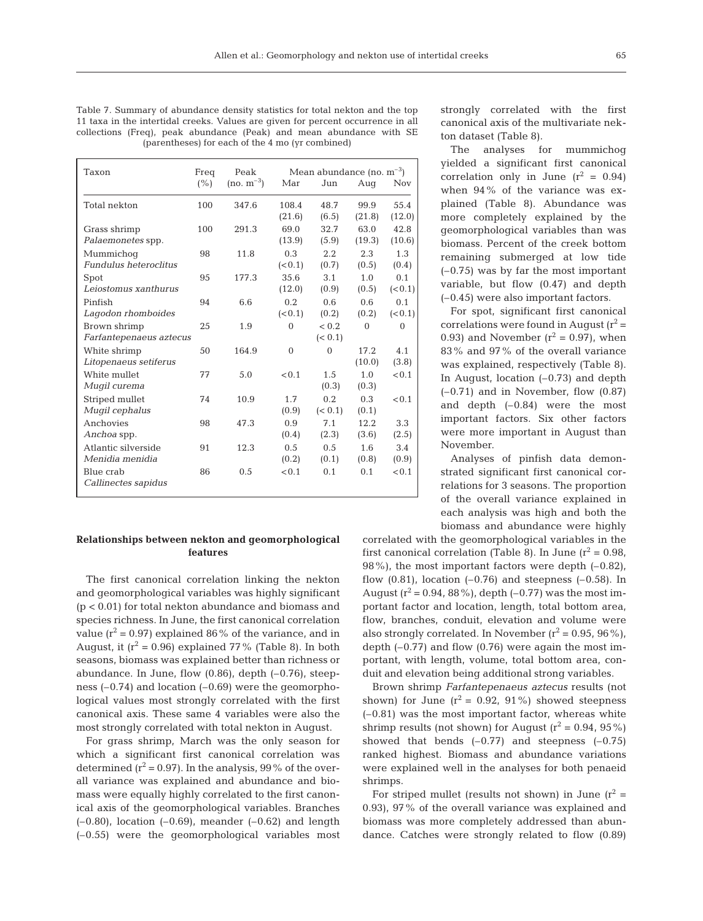Table 7. Summary of abundance density statistics for total nekton and the top 11 taxa in the intertidal creeks. Values are given for percent occurrence in all collections (Freq), peak abundance (Peak) and mean abundance with SE (parentheses) for each of the 4 mo (yr combined)

| Taxon | Freq (%) | Peak (no. $m^{-3}$) | Mean abundance (no. $m^{-3}$) Mar | Jun | Aug | Nov |
|---|---|---|---|---|---|---|
| Total nekton | 100 | 347.6 | 108.4 (21.6) | 48.7 (6.5) | 99.9 (21.8) | 55.4 (12.0) |
| Grass shrimp *Palaemonetes* spp. | 100 | 291.3 | 69.0 (13.9) | 32.7 (5.9) | 63.0 (19.3) | 42.8 (10.6) |
| Mummichog *Fundulus heteroclitus* | 98 | 11.8 | 0.3 (<0.1) | 2.2 (0.7) | 2.3 (0.5) | 1.3 (0.4) |
| Spot *Leiostomus xanthurus* | 95 | 177.3 | 35.6 (12.0) | 3.1 (0.9) | 1.0 (0.5) | 0.1 (<0.1) |
| Pinfish *Lagodon rhomboides* | 94 | 6.6 | 0.2 (<0.1) | 0.6 (0.2) | 0.6 (0.2) | 0.1 (<0.1) |
| Brown shrimp *Farfantepenaeus aztecus* | 25 | 1.9 | 0 | < 0.2 (< 0.1) | 0 | 0 |
| White shrimp *Litopenaeus setiferus* | 50 | 164.9 | 0 | 0 | 17.2 (10.0) | 4.1 (3.8) |
| White mullet *Mugil curema* | 77 | 5.0 | <0.1 | 1.5 (0.3) | 1.0 (0.3) | <0.1 |
| Striped mullet *Mugil cephalus* | 74 | 10.9 | 1.7 (0.9) | 0.2 (< 0.1) | 0.3 (0.1) | <0.1 |
| Anchovies *Anchoa* spp. | 98 | 47.3 | 0.9 (0.4) | 7.1 (2.3) | 12.2 (3.6) | 3.3 (2.5) |
| Atlantic silverside *Menidia menidia* | 91 | 12.3 | 0.5 (0.2) | 0.5 (0.1) | 1.6 (0.8) | 3.4 (0.9) |
| Blue crab *Callinectes sapidus* | 86 | 0.5 | <0.1 | 0.1 | 0.1 | <0.1 |

### Relationships between nekton and geomorphological features

The first canonical correlation linking the nekton and geomorphological variables was highly significant ($p < 0.01$) for total nekton abundance and biomass and species richness. In June, the first canonical correlation value ($r^2 = 0.97$) explained 86% of the variance, and in August, it ($r^2 = 0.96$) explained 77% (Table 8). In both seasons, biomass was explained better than richness or abundance. In June, flow (0.86), depth (–0.76), steepness (–0.74) and location (–0.69) were the geomorphological values most strongly correlated with the first canonical axis. These same 4 variables were also the most strongly correlated with total nekton in August.

For grass shrimp, March was the only season for which a significant first canonical correlation was determined ($r^2 = 0.97$). In the analysis, 99% of the overall variance was explained and abundance and biomass were equally highly correlated to the first canonical axis of the geomorphological variables. Branches (–0.80), location (–0.69), meander (–0.62) and length (–0.55) were the geomorphological variables most strongly correlated with the first canonical axis of the multivariate nekton dataset (Table 8).

The analyses for mummichog yielded a significant first canonical correlation only in June ($r^2 = 0.94$) when 94% of the variance was explained (Table 8). Abundance was more completely explained by the geomorphological variables than was biomass. Percent of the creek bottom remaining submerged at low tide (–0.75) was by far the most important variable, but flow (0.47) and depth (–0.45) were also important factors.

For spot, significant first canonical correlations were found in August ($r^2 = 0.93$) and November ($r^2 = 0.97$), when 83% and 97% of the overall variance was explained, respectively (Table 8). In August, location (–0.73) and depth (–0.71) and in November, flow (0.87) and depth (–0.84) were the most important factors. Six other factors were more important in August than November.

Analyses of pinfish data demonstrated significant first canonical correlations for 3 seasons. The proportion of the overall variance explained in each analysis was high and both the biomass and abundance were highly correlated with the geomorphological variables in the first canonical correlation (Table 8). In June ($r^2 = 0.98$, 98%), the most important factors were depth (–0.82), flow (0.81), location (–0.76) and steepness (–0.58). In August ($r^2 = 0.94$, 88%), depth (–0.77) was the most important factor and location, length, total bottom area, flow, branches, conduit, elevation and volume were also strongly correlated. In November ($r^2 = 0.95$, 96%), depth (–0.77) and flow (0.76) were again the most important, with length, volume, total bottom area, conduit and elevation being additional strong variables.

Brown shrimp *Farfantepenaeus aztecus* results (not shown) for June ($r^2 = 0.92$, 91%) showed steepness (–0.81) was the most important factor, whereas white shrimp results (not shown) for August ($r^2 = 0.94$, 95%) showed that bends (–0.77) and steepness (–0.75) ranked highest. Biomass and abundance variations were explained well in the analyses for both penaeid shrimps.

For striped mullet (results not shown) in June ($r^2 = 0.93$), 97% of the overall variance was explained and biomass was more completely addressed than abundance. Catches were strongly related to flow (0.89)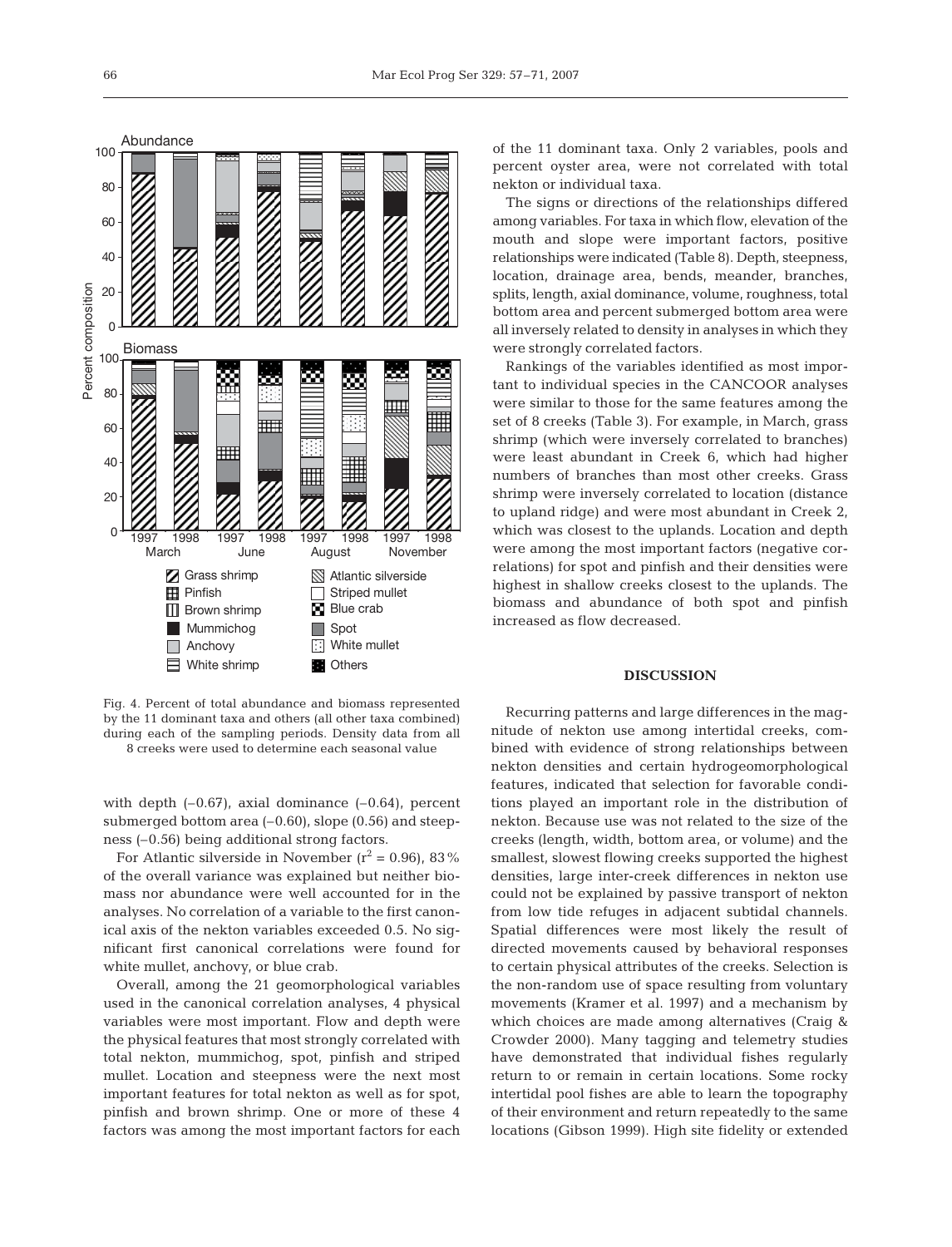Fig. 4. Percent of total abundance and biomass represented by the 11 dominant taxa and others (all other taxa combined) during each of the sampling periods. Density data from all 8 creeks were used to determine each seasonal value

with depth (–0.67), axial dominance (–0.64), percent submerged bottom area (–0.60), slope (0.56) and steepness (–0.56) being additional strong factors.

For Atlantic silverside in November ($r^2 = 0.96$), 83% of the overall variance was explained but neither biomass nor abundance were well accounted for in the analyses. No correlation of a variable to the first canonical axis of the nekton variables exceeded 0.5. No significant first canonical correlations were found for white mullet, anchovy, or blue crab.

Overall, among the 21 geomorphological variables used in the canonical correlation analyses, 4 physical variables were most important. Flow and depth were the physical features that most strongly correlated with total nekton, mummichog, spot, pinfish and striped mullet. Location and steepness were the next most important features for total nekton as well as for spot, pinfish and brown shrimp. One or more of these 4 factors was among the most important factors for each of the 11 dominant taxa. Only 2 variables, pools and percent oyster area, were not correlated with total nekton or individual taxa.

The signs or directions of the relationships differed among variables. For taxa in which flow, elevation of the mouth and slope were important factors, positive relationships were indicated (Table 8). Depth, steepness, location, drainage area, bends, meander, branches, splits, length, axial dominance, volume, roughness, total bottom area and percent submerged bottom area were all inversely related to density in analyses in which they were strongly correlated factors.

Rankings of the variables identified as most important to individual species in the CANCOOR analyses were similar to those for the same features among the set of 8 creeks (Table 3). For example, in March, grass shrimp (which were inversely correlated to branches) were least abundant in Creek 6, which had higher numbers of branches than most other creeks. Grass shrimp were inversely correlated to location (distance to upland ridge) and were most abundant in Creek 2, which was closest to the uplands. Location and depth were among the most important factors (negative correlations) for spot and pinfish and their densities were highest in shallow creeks closest to the uplands. The biomass and abundance of both spot and pinfish increased as flow decreased.

## DISCUSSION

Recurring patterns and large differences in the magnitude of nekton use among intertidal creeks, combined with evidence of strong relationships between nekton densities and certain hydrogeomorphological features, indicated that selection for favorable conditions played an important role in the distribution of nekton. Because use was not related to the size of the creeks (length, width, bottom area, or volume) and the smallest, slowest flowing creeks supported the highest densities, large inter-creek differences in nekton use could not be explained by passive transport of nekton from low tide refuges in adjacent subtidal channels. Spatial differences were most likely the result of directed movements caused by behavioral responses to certain physical attributes of the creeks. Selection is the non-random use of space resulting from voluntary movements (Kramer et al. 1997) and a mechanism by which choices are made among alternatives (Craig & Crowder 2000). Many tagging and telemetry studies have demonstrated that individual fishes regularly return to or remain in certain locations. Some rocky intertidal pool fishes are able to learn the topography of their environment and return repeatedly to the same locations (Gibson 1999). High site fidelity or extended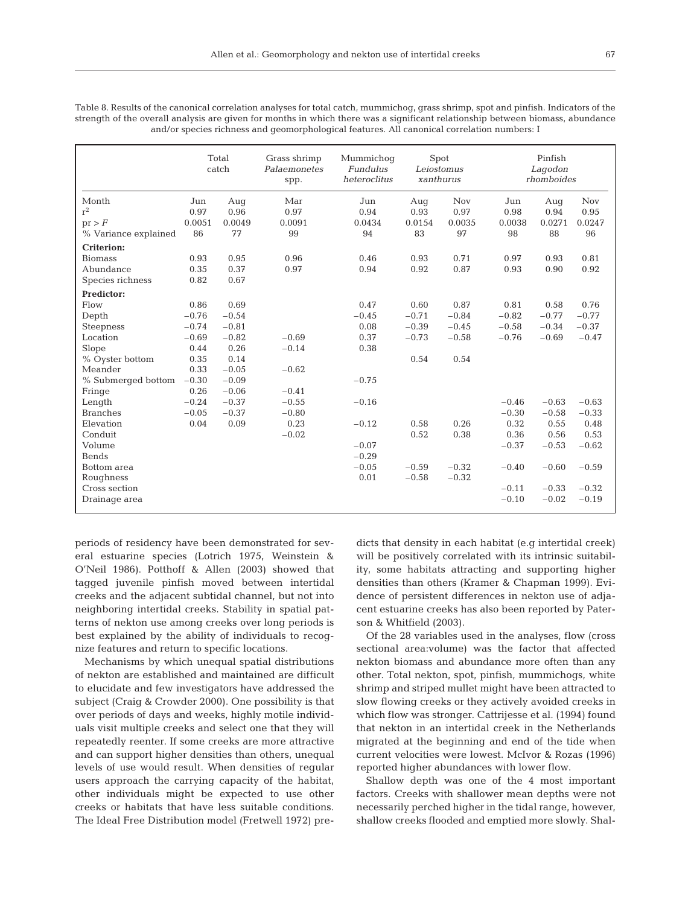Table 8. Results of the canonical correlation analyses for total catch, mummichog, grass shrimp, spot and pinfish. Indicators of the strength of the overall analysis are given for months in which there was a significant relationship between biomass, abundance and/or species richness and geomorphological features. All canonical correlation numbers: I

| | Total catch | | Grass shrimp *Palaemonetes* spp. | Mummichog *Fundulus heteroclitus* | Spot *Leiostomus xanthurus* | | Pinfish *Lagodon rhomboides* | | |
|---|---|---|---|---|---|---|---|---|---|
| Month | Jun | Aug | Mar | Jun | Aug | Nov | Jun | Aug | Nov |
| $r^2$ | 0.97 | 0.96 | 0.97 | 0.94 | 0.93 | 0.97 | 0.98 | 0.94 | 0.95 |
| $pr > F$ | 0.0051 | 0.0049 | 0.0091 | 0.0434 | 0.0154 | 0.0035 | 0.0038 | 0.0271 | 0.0247 |
| % Variance explained | 86 | 77 | 99 | 94 | 83 | 97 | 98 | 88 | 96 |
| **Criterion:** | | | | | | | | | |
| Biomass | 0.93 | 0.95 | 0.96 | 0.46 | 0.93 | 0.71 | 0.97 | 0.93 | 0.81 |
| Abundance | 0.35 | 0.37 | 0.97 | 0.94 | 0.92 | 0.87 | 0.93 | 0.90 | 0.92 |
| Species richness | 0.82 | 0.67 | | | | | | | |
| **Predictor:** | | | | | | | | | |
| Flow | 0.86 | 0.69 | | 0.47 | 0.60 | 0.87 | 0.81 | 0.58 | 0.76 |
| Depth | −0.76 | −0.54 | | −0.45 | −0.71 | −0.84 | −0.82 | −0.77 | −0.77 |
| Steepness | −0.74 | −0.81 | | 0.08 | −0.39 | −0.45 | −0.58 | −0.34 | −0.37 |
| Location | −0.69 | −0.82 | −0.69 | 0.37 | −0.73 | −0.58 | −0.76 | −0.69 | −0.47 |
| Slope | 0.44 | 0.26 | −0.14 | 0.38 | | | | | |
| % Oyster bottom | 0.35 | 0.14 | | | 0.54 | 0.54 | | | |
| Meander | 0.33 | −0.05 | −0.62 | | | | | | |
| % Submerged bottom | −0.30 | −0.09 | | −0.75 | | | | | |
| Fringe | 0.26 | −0.06 | −0.41 | | | | | | |
| Length | −0.24 | −0.37 | −0.55 | −0.16 | | | −0.46 | −0.63 | −0.63 |
| Branches | −0.05 | −0.37 | −0.80 | | | | −0.30 | −0.58 | −0.33 |
| Elevation | 0.04 | 0.09 | 0.23 | −0.12 | 0.58 | 0.26 | 0.32 | 0.55 | 0.48 |
| Conduit | | | −0.02 | | 0.52 | 0.38 | 0.36 | 0.56 | 0.53 |
| Volume | | | | −0.07 | | | −0.37 | −0.53 | −0.62 |
| Bends | | | | −0.29 | | | | | |
| Bottom area | | | | −0.05 | −0.59 | −0.32 | −0.40 | −0.60 | −0.59 |
| Roughness | | | | 0.01 | −0.58 | −0.32 | | | |
| Cross section | | | | | | | −0.11 | −0.33 | −0.32 |
| Drainage area | | | | | | | −0.10 | −0.02 | −0.19 |

periods of residency have been demonstrated for several estuarine species (Lotrich 1975, Weinstein & O'Neil 1986). Potthoff & Allen (2003) showed that tagged juvenile pinfish moved between intertidal creeks and the adjacent subtidal channel, but not into neighboring intertidal creeks. Stability in spatial patterns of nekton use among creeks over long periods is best explained by the ability of individuals to recognize features and return to specific locations.

Mechanisms by which unequal spatial distributions of nekton are established and maintained are difficult to elucidate and few investigators have addressed the subject (Craig & Crowder 2000). One possibility is that over periods of days and weeks, highly motile individuals visit multiple creeks and select one that they will repeatedly reenter. If some creeks are more attractive and can support higher densities than others, unequal levels of use would result. When densities of regular users approach the carrying capacity of the habitat, other individuals might be expected to use other creeks or habitats that have less suitable conditions. The Ideal Free Distribution model (Fretwell 1972) predicts that density in each habitat (e.g intertidal creek) will be positively correlated with its intrinsic suitability, some habitats attracting and supporting higher densities than others (Kramer & Chapman 1999). Evidence of persistent differences in nekton use of adjacent estuarine creeks has also been reported by Paterson & Whitfield (2003).

Of the 28 variables used in the analyses, flow (cross sectional area:volume) was the factor that affected nekton biomass and abundance more often than any other. Total nekton, spot, pinfish, mummichogs, white shrimp and striped mullet might have been attracted to slow flowing creeks or they actively avoided creeks in which flow was stronger. Cattrijesse et al. (1994) found that nekton in an intertidal creek in the Netherlands migrated at the beginning and end of the tide when current velocities were lowest. McIvor & Rozas (1996) reported higher abundances with lower flow.

Shallow depth was one of the 4 most important factors. Creeks with shallower mean depths were not necessarily perched higher in the tidal range, however, shallow creeks flooded and emptied more slowly. Shal-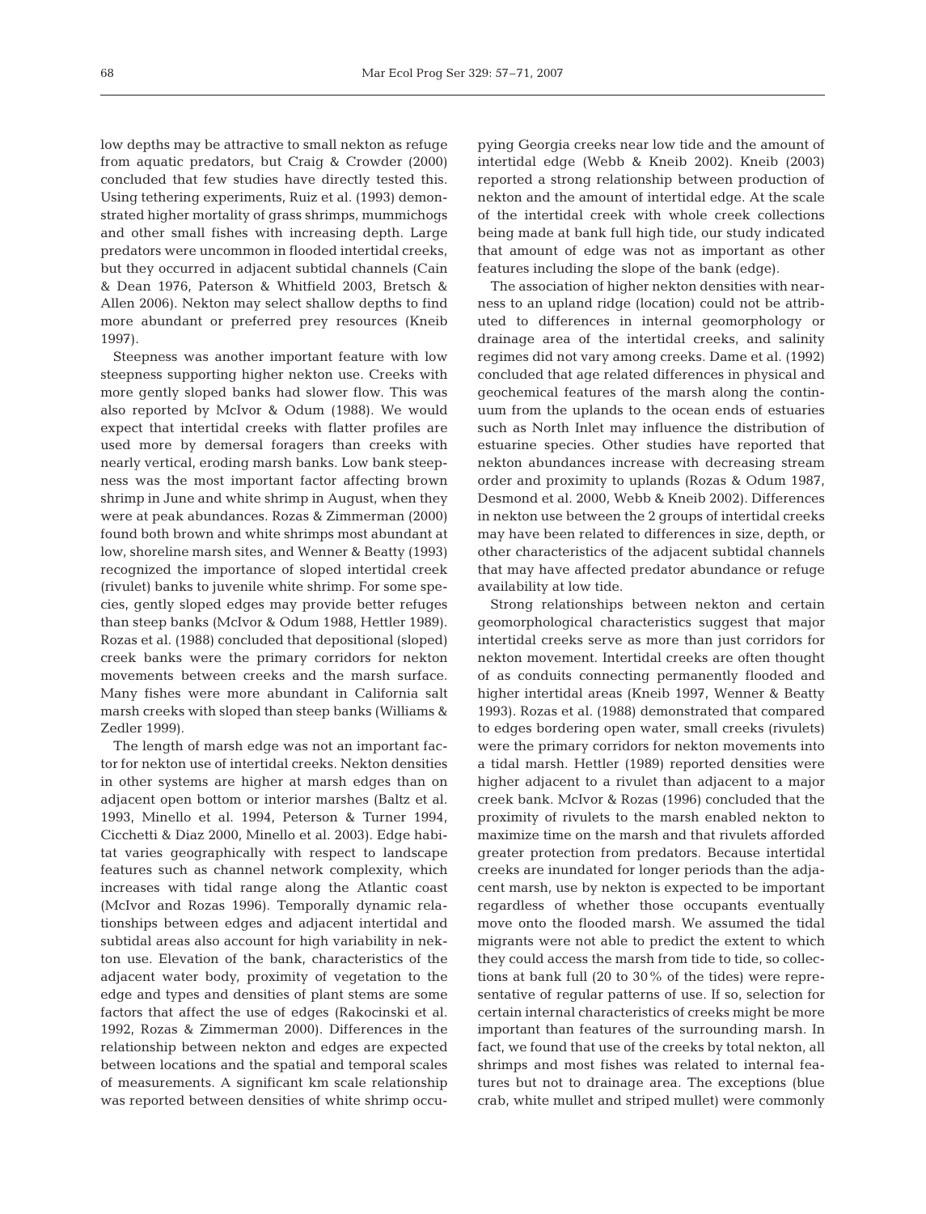low depths may be attractive to small nekton as refuge from aquatic predators, but Craig & Crowder (2000) concluded that few studies have directly tested this. Using tethering experiments, Ruiz et al. (1993) demonstrated higher mortality of grass shrimps, mummichogs and other small fishes with increasing depth. Large predators were uncommon in flooded intertidal creeks, but they occurred in adjacent subtidal channels (Cain & Dean 1976, Paterson & Whitfield 2003, Bretsch & Allen 2006). Nekton may select shallow depths to find more abundant or preferred prey resources (Kneib 1997).

Steepness was another important feature with low steepness supporting higher nekton use. Creeks with more gently sloped banks had slower flow. This was also reported by McIvor & Odum (1988). We would expect that intertidal creeks with flatter profiles are used more by demersal foragers than creeks with nearly vertical, eroding marsh banks. Low bank steepness was the most important factor affecting brown shrimp in June and white shrimp in August, when they were at peak abundances. Rozas & Zimmerman (2000) found both brown and white shrimps most abundant at low, shoreline marsh sites, and Wenner & Beatty (1993) recognized the importance of sloped intertidal creek (rivulet) banks to juvenile white shrimp. For some species, gently sloped edges may provide better refuges than steep banks (McIvor & Odum 1988, Hettler 1989). Rozas et al. (1988) concluded that depositional (sloped) creek banks were the primary corridors for nekton movements between creeks and the marsh surface. Many fishes were more abundant in California salt marsh creeks with sloped than steep banks (Williams & Zedler 1999).

The length of marsh edge was not an important factor for nekton use of intertidal creeks. Nekton densities in other systems are higher at marsh edges than on adjacent open bottom or interior marshes (Baltz et al. 1993, Minello et al. 1994, Peterson & Turner 1994, Cicchetti & Diaz 2000, Minello et al. 2003). Edge habitat varies geographically with respect to landscape features such as channel network complexity, which increases with tidal range along the Atlantic coast (McIvor and Rozas 1996). Temporally dynamic relationships between edges and adjacent intertidal and subtidal areas also account for high variability in nekton use. Elevation of the bank, characteristics of the adjacent water body, proximity of vegetation to the edge and types and densities of plant stems are some factors that affect the use of edges (Rakocinski et al. 1992, Rozas & Zimmerman 2000). Differences in the relationship between nekton and edges are expected between locations and the spatial and temporal scales of measurements. A significant km scale relationship was reported between densities of white shrimp occupying Georgia creeks near low tide and the amount of intertidal edge (Webb & Kneib 2002). Kneib (2003) reported a strong relationship between production of nekton and the amount of intertidal edge. At the scale of the intertidal creek with whole creek collections being made at bank full high tide, our study indicated that amount of edge was not as important as other features including the slope of the bank (edge).

The association of higher nekton densities with nearness to an upland ridge (location) could not be attributed to differences in internal geomorphology or drainage area of the intertidal creeks, and salinity regimes did not vary among creeks. Dame et al. (1992) concluded that age related differences in physical and geochemical features of the marsh along the continuum from the uplands to the ocean ends of estuaries such as North Inlet may influence the distribution of estuarine species. Other studies have reported that nekton abundances increase with decreasing stream order and proximity to uplands (Rozas & Odum 1987, Desmond et al. 2000, Webb & Kneib 2002). Differences in nekton use between the 2 groups of intertidal creeks may have been related to differences in size, depth, or other characteristics of the adjacent subtidal channels that may have affected predator abundance or refuge availability at low tide.

Strong relationships between nekton and certain geomorphological characteristics suggest that major intertidal creeks serve as more than just corridors for nekton movement. Intertidal creeks are often thought of as conduits connecting permanently flooded and higher intertidal areas (Kneib 1997, Wenner & Beatty 1993). Rozas et al. (1988) demonstrated that compared to edges bordering open water, small creeks (rivulets) were the primary corridors for nekton movements into a tidal marsh. Hettler (1989) reported densities were higher adjacent to a rivulet than adjacent to a major creek bank. McIvor & Rozas (1996) concluded that the proximity of rivulets to the marsh enabled nekton to maximize time on the marsh and that rivulets afforded greater protection from predators. Because intertidal creeks are inundated for longer periods than the adjacent marsh, use by nekton is expected to be important regardless of whether those occupants eventually move onto the flooded marsh. We assumed the tidal migrants were not able to predict the extent to which they could access the marsh from tide to tide, so collections at bank full (20 to 30% of the tides) were representative of regular patterns of use. If so, selection for certain internal characteristics of creeks might be more important than features of the surrounding marsh. In fact, we found that use of the creeks by total nekton, all shrimps and most fishes was related to internal features but not to drainage area. The exceptions (blue crab, white mullet and striped mullet) were commonly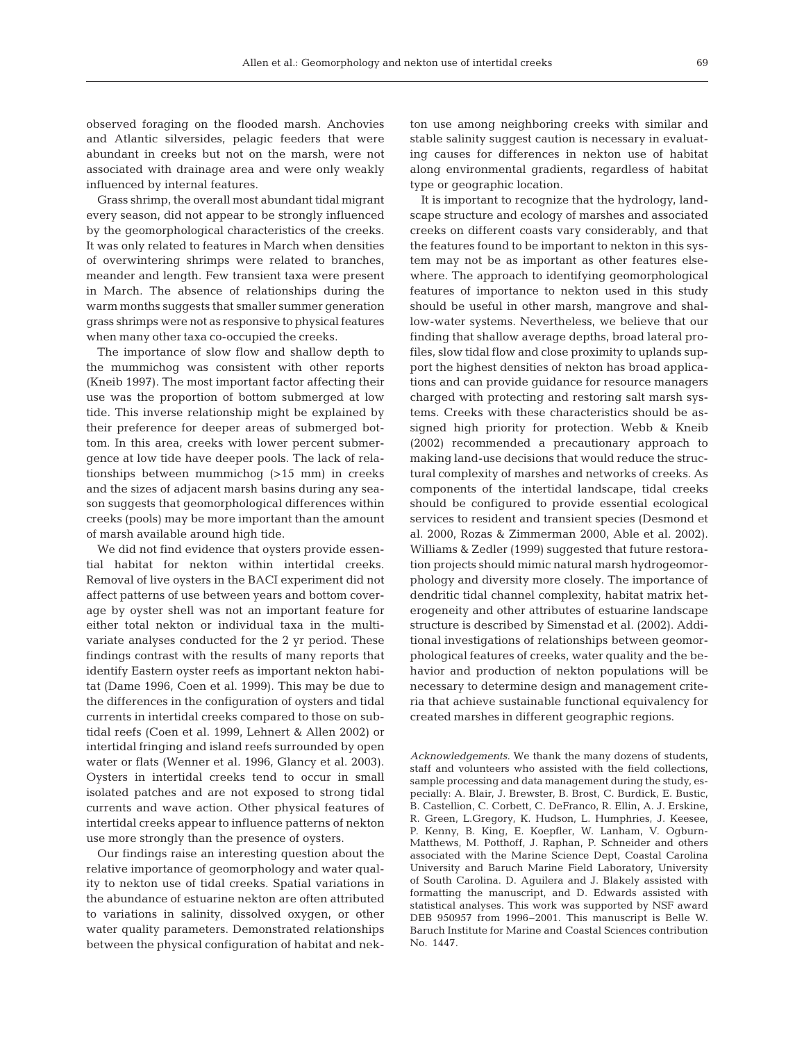observed foraging on the flooded marsh. Anchovies and Atlantic silversides, pelagic feeders that were abundant in creeks but not on the marsh, were not associated with drainage area and were only weakly influenced by internal features.

Grass shrimp, the overall most abundant tidal migrant every season, did not appear to be strongly influenced by the geomorphological characteristics of the creeks. It was only related to features in March when densities of overwintering shrimps were related to branches, meander and length. Few transient taxa were present in March. The absence of relationships during the warm months suggests that smaller summer generation grass shrimps were not as responsive to physical features when many other taxa co-occupied the creeks.

The importance of slow flow and shallow depth to the mummichog was consistent with other reports (Kneib 1997). The most important factor affecting their use was the proportion of bottom submerged at low tide. This inverse relationship might be explained by their preference for deeper areas of submerged bottom. In this area, creeks with lower percent submergence at low tide have deeper pools. The lack of relationships between mummichog (>15 mm) in creeks and the sizes of adjacent marsh basins during any season suggests that geomorphological differences within creeks (pools) may be more important than the amount of marsh available around high tide.

We did not find evidence that oysters provide essential habitat for nekton within intertidal creeks. Removal of live oysters in the BACI experiment did not affect patterns of use between years and bottom coverage by oyster shell was not an important feature for either total nekton or individual taxa in the multivariate analyses conducted for the 2 yr period. These findings contrast with the results of many reports that identify Eastern oyster reefs as important nekton habitat (Dame 1996, Coen et al. 1999). This may be due to the differences in the configuration of oysters and tidal currents in intertidal creeks compared to those on subtidal reefs (Coen et al. 1999, Lehnert & Allen 2002) or intertidal fringing and island reefs surrounded by open water or flats (Wenner et al. 1996, Glancy et al. 2003). Oysters in intertidal creeks tend to occur in small isolated patches and are not exposed to strong tidal currents and wave action. Other physical features of intertidal creeks appear to influence patterns of nekton use more strongly than the presence of oysters.

Our findings raise an interesting question about the relative importance of geomorphology and water quality to nekton use of tidal creeks. Spatial variations in the abundance of estuarine nekton are often attributed to variations in salinity, dissolved oxygen, or other water quality parameters. Demonstrated relationships between the physical configuration of habitat and nekton use among neighboring creeks with similar and stable salinity suggest caution is necessary in evaluating causes for differences in nekton use of habitat along environmental gradients, regardless of habitat type or geographic location.

It is important to recognize that the hydrology, landscape structure and ecology of marshes and associated creeks on different coasts vary considerably, and that the features found to be important to nekton in this system may not be as important as other features elsewhere. The approach to identifying geomorphological features of importance to nekton used in this study should be useful in other marsh, mangrove and shallow-water systems. Nevertheless, we believe that our finding that shallow average depths, broad lateral profiles, slow tidal flow and close proximity to uplands support the highest densities of nekton has broad applications and can provide guidance for resource managers charged with protecting and restoring salt marsh systems. Creeks with these characteristics should be assigned high priority for protection. Webb & Kneib (2002) recommended a precautionary approach to making land-use decisions that would reduce the structural complexity of marshes and networks of creeks. As components of the intertidal landscape, tidal creeks should be configured to provide essential ecological services to resident and transient species (Desmond et al. 2000, Rozas & Zimmerman 2000, Able et al. 2002). Williams & Zedler (1999) suggested that future restoration projects should mimic natural marsh hydrogeomorphology and diversity more closely. The importance of dendritic tidal channel complexity, habitat matrix heterogeneity and other attributes of estuarine landscape structure is described by Simenstad et al. (2002). Additional investigations of relationships between geomorphological features of creeks, water quality and the behavior and production of nekton populations will be necessary to determine design and management criteria that achieve sustainable functional equivalency for created marshes in different geographic regions.

*Acknowledgements.* We thank the many dozens of students, staff and volunteers who assisted with the field collections, sample processing and data management during the study, especially: A. Blair, J. Brewster, B. Brost, C. Burdick, E. Bustic, B. Castellion, C. Corbett, C. DeFranco, R. Ellin, A. J. Erskine, R. Green, L.Gregory, K. Hudson, L. Humphries, J. Keesee, P. Kenny, B. King, E. Koepfler, W. Lanham, V. Ogburn-Matthews, M. Potthoff, J. Raphan, P. Schneider and others associated with the Marine Science Dept, Coastal Carolina University and Baruch Marine Field Laboratory, University of South Carolina. D. Aguilera and J. Blakely assisted with formatting the manuscript, and D. Edwards assisted with statistical analyses. This work was supported by NSF award DEB 950957 from 1996–2001. This manuscript is Belle W. Baruch Institute for Marine and Coastal Sciences contribution No. 1447.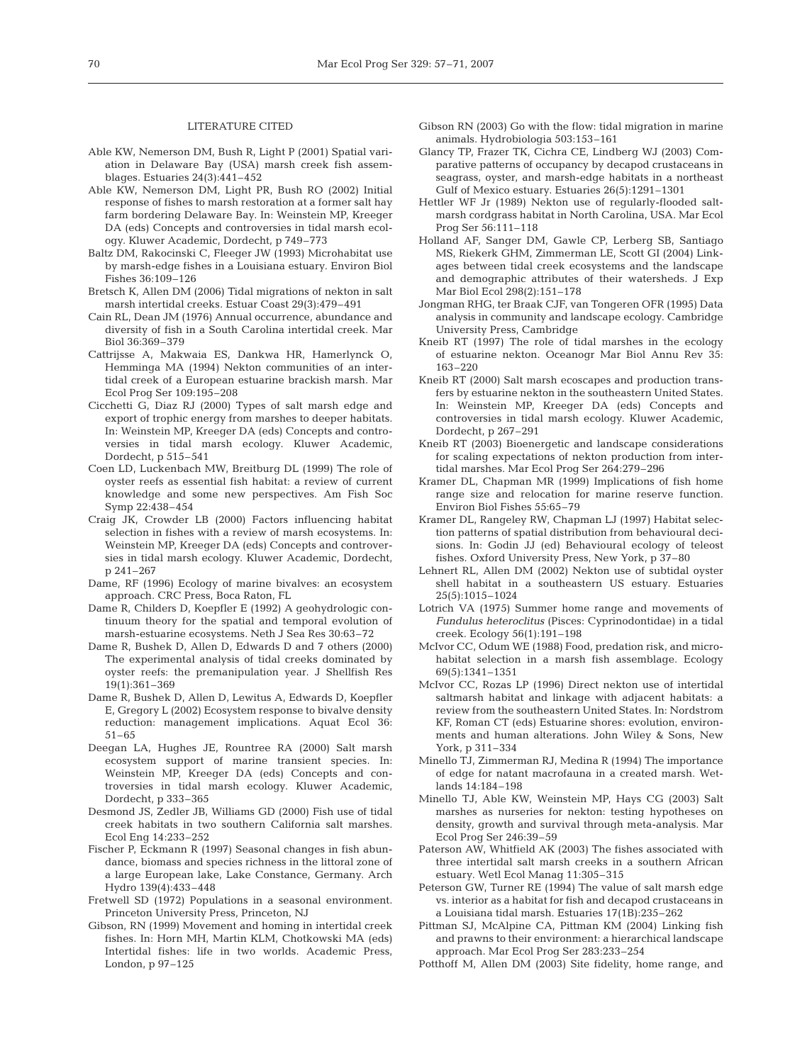## LITERATURE CITED

Able KW, Nemerson DM, Bush R, Light P (2001) Spatial variation in Delaware Bay (USA) marsh creek fish assemblages. Estuaries 24(3):441–452

Able KW, Nemerson DM, Light PR, Bush RO (2002) Initial response of fishes to marsh restoration at a former salt hay farm bordering Delaware Bay. In: Weinstein MP, Kreeger DA (eds) Concepts and controversies in tidal marsh ecology. Kluwer Academic, Dordecht, p 749–773

Baltz DM, Rakocinski C, Fleeger JW (1993) Microhabitat use by marsh-edge fishes in a Louisiana estuary. Environ Biol Fishes 36:109–126

Bretsch K, Allen DM (2006) Tidal migrations of nekton in salt marsh intertidal creeks. Estuar Coast 29(3):479–491

Cain RL, Dean JM (1976) Annual occurrence, abundance and diversity of fish in a South Carolina intertidal creek. Mar Biol 36:369–379

Cattrijsse A, Makwaia ES, Dankwa HR, Hamerlynck O, Hemminga MA (1994) Nekton communities of an intertidal creek of a European estuarine brackish marsh. Mar Ecol Prog Ser 109:195–208

Cicchetti G, Diaz RJ (2000) Types of salt marsh edge and export of trophic energy from marshes to deeper habitats. In: Weinstein MP, Kreeger DA (eds) Concepts and controversies in tidal marsh ecology. Kluwer Academic, Dordecht, p 515–541

Coen LD, Luckenbach MW, Breitburg DL (1999) The role of oyster reefs as essential fish habitat: a review of current knowledge and some new perspectives. Am Fish Soc Symp 22:438–454

Craig JK, Crowder LB (2000) Factors influencing habitat selection in fishes with a review of marsh ecosystems. In: Weinstein MP, Kreeger DA (eds) Concepts and controversies in tidal marsh ecology. Kluwer Academic, Dordecht, p 241–267

Dame, RF (1996) Ecology of marine bivalves: an ecosystem approach. CRC Press, Boca Raton, FL

Dame R, Childers D, Koepfler E (1992) A geohydrologic continuum theory for the spatial and temporal evolution of marsh-estuarine ecosystems. Neth J Sea Res 30:63–72

Dame R, Bushek D, Allen D, Edwards D and 7 others (2000) The experimental analysis of tidal creeks dominated by oyster reefs: the premanipulation year. J Shellfish Res 19(1):361–369

Dame R, Bushek D, Allen D, Lewitus A, Edwards D, Koepfler E, Gregory L (2002) Ecosystem response to bivalve density reduction: management implications. Aquat Ecol 36: 51–65

Deegan LA, Hughes JE, Rountree RA (2000) Salt marsh ecosystem support of marine transient species. In: Weinstein MP, Kreeger DA (eds) Concepts and controversies in tidal marsh ecology. Kluwer Academic, Dordecht, p 333–365

Desmond JS, Zedler JB, Williams GD (2000) Fish use of tidal creek habitats in two southern California salt marshes. Ecol Eng 14:233–252

Fischer P, Eckmann R (1997) Seasonal changes in fish abundance, biomass and species richness in the littoral zone of a large European lake, Lake Constance, Germany. Arch Hydro 139(4):433–448

Fretwell SD (1972) Populations in a seasonal environment. Princeton University Press, Princeton, NJ

Gibson, RN (1999) Movement and homing in intertidal creek fishes. In: Horn MH, Martin KLM, Chotkowski MA (eds) Intertidal fishes: life in two worlds. Academic Press, London, p 97–125

Gibson RN (2003) Go with the flow: tidal migration in marine animals. Hydrobiologia 503:153–161

Glancy TP, Frazer TK, Cichra CE, Lindberg WJ (2003) Comparative patterns of occupancy by decapod crustaceans in seagrass, oyster, and marsh-edge habitats in a northeast Gulf of Mexico estuary. Estuaries 26(5):1291–1301

Hettler WF Jr (1989) Nekton use of regularly-flooded saltmarsh cordgrass habitat in North Carolina, USA. Mar Ecol Prog Ser 56:111–118

Holland AF, Sanger DM, Gawle CP, Lerberg SB, Santiago MS, Riekerk GHM, Zimmerman LE, Scott GI (2004) Linkages between tidal creek ecosystems and the landscape and demographic attributes of their watersheds. J Exp Mar Biol Ecol 298(2):151–178

Jongman RHG, ter Braak CJF, van Tongeren OFR (1995) Data analysis in community and landscape ecology. Cambridge University Press, Cambridge

Kneib RT (1997) The role of tidal marshes in the ecology of estuarine nekton. Oceanogr Mar Biol Annu Rev 35: 163–220

Kneib RT (2000) Salt marsh ecoscapes and production transfers by estuarine nekton in the southeastern United States. In: Weinstein MP, Kreeger DA (eds) Concepts and controversies in tidal marsh ecology. Kluwer Academic, Dordecht, p 267–291

Kneib RT (2003) Bioenergetic and landscape considerations for scaling expectations of nekton production from intertidal marshes. Mar Ecol Prog Ser 264:279–296

Kramer DL, Chapman MR (1999) Implications of fish home range size and relocation for marine reserve function. Environ Biol Fishes 55:65–79

Kramer DL, Rangeley RW, Chapman LJ (1997) Habitat selection patterns of spatial distribution from behavioural decisions. In: Godin JJ (ed) Behavioural ecology of teleost fishes. Oxford University Press, New York, p 37–80

Lehnert RL, Allen DM (2002) Nekton use of subtidal oyster shell habitat in a southeastern US estuary. Estuaries 25(5):1015–1024

Lotrich VA (1975) Summer home range and movements of *Fundulus heteroclitus* (Pisces: Cyprinodontidae) in a tidal creek. Ecology 56(1):191–198

McIvor CC, Odum WE (1988) Food, predation risk, and microhabitat selection in a marsh fish assemblage. Ecology 69(5):1341–1351

McIvor CC, Rozas LP (1996) Direct nekton use of intertidal saltmarsh habitat and linkage with adjacent habitats: a review from the southeastern United States. In: Nordstrom KF, Roman CT (eds) Estuarine shores: evolution, environments and human alterations. John Wiley & Sons, New York, p 311–334

Minello TJ, Zimmerman RJ, Medina R (1994) The importance of edge for natant macrofauna in a created marsh. Wetlands 14:184–198

Minello TJ, Able KW, Weinstein MP, Hays CG (2003) Salt marshes as nurseries for nekton: testing hypotheses on density, growth and survival through meta-analysis. Mar Ecol Prog Ser 246:39–59

Paterson AW, Whitfield AK (2003) The fishes associated with three intertidal salt marsh creeks in a southern African estuary. Wetl Ecol Manag 11:305–315

Peterson GW, Turner RE (1994) The value of salt marsh edge vs. interior as a habitat for fish and decapod crustaceans in a Louisiana tidal marsh. Estuaries 17(1B):235–262

Pittman SJ, McAlpine CA, Pittman KM (2004) Linking fish and prawns to their environment: a hierarchical landscape approach. Mar Ecol Prog Ser 283:233–254

Potthoff M, Allen DM (2003) Site fidelity, home range, and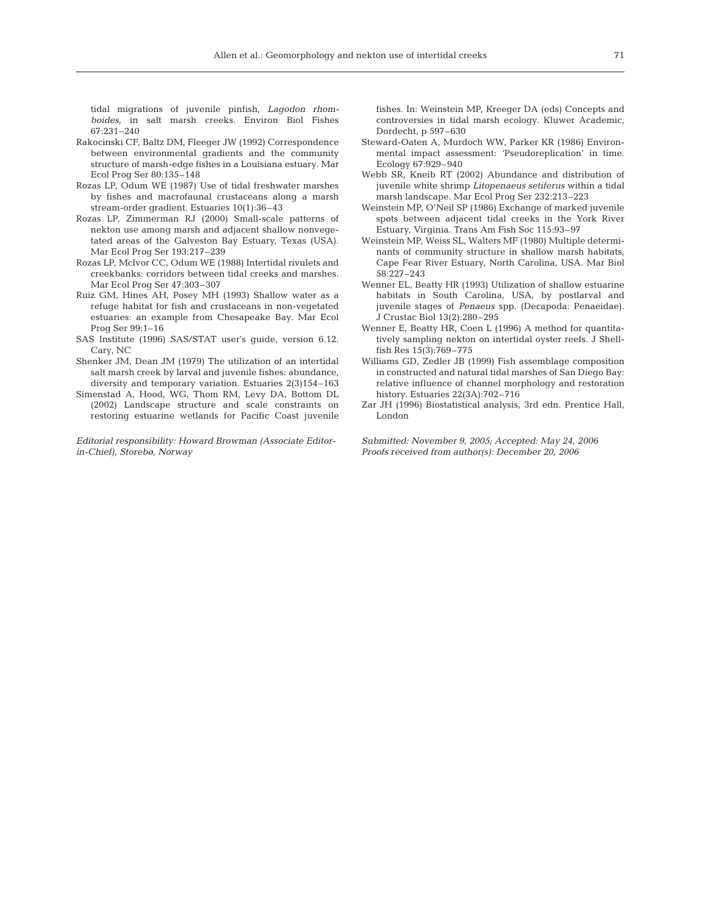tidal migrations of juvenile pinfish, *Lagodon rhomboides*, in salt marsh creeks. Environ Biol Fishes 67:231–240

Rakocinski CF, Baltz DM, Fleeger JW (1992) Correspondence between environmental gradients and the community structure of marsh-edge fishes in a Louisiana estuary. Mar Ecol Prog Ser 80:135–148

Rozas LP, Odum WE (1987) Use of tidal freshwater marshes by fishes and macrofaunal crustaceans along a marsh stream-order gradient. Estuaries 10(1):36–43

Rozas LP, Zimmerman RJ (2000) Small-scale patterns of nekton use among marsh and adjacent shallow nonvegetated areas of the Galveston Bay Estuary, Texas (USA). Mar Ecol Prog Ser 193:217–239

Rozas LP, McIvor CC, Odum WE (1988) Intertidal rivulets and creekbanks: corridors between tidal creeks and marshes. Mar Ecol Prog Ser 47:303–307

Ruiz GM, Hines AH, Posey MH (1993) Shallow water as a refuge habitat for fish and crustaceans in non-vegetated estuaries: an example from Chesapeake Bay. Mar Ecol Prog Ser 99:1–16

SAS Institute (1996) SAS/STAT user's guide, version 6.12. Cary, NC

Shenker JM, Dean JM (1979) The utilization of an intertidal salt marsh creek by larval and juvenile fishes: abundance, diversity and temporary variation. Estuaries 2(3)154–163

Simenstad A, Hood, WG, Thom RM, Levy DA, Bottom DL (2002) Landscape structure and scale constraints on restoring estuarine wetlands for Pacific Coast juvenile fishes. In: Weinstein MP, Kreeger DA (eds) Concepts and controversies in tidal marsh ecology. Kluwer Academic, Dordecht, p 597–630

Steward-Oaten A, Murdoch WW, Parker KR (1986) Environmental impact assessment: 'Pseudoreplication' in time. Ecology 67:929–940

Webb SR, Kneib RT (2002) Abundance and distribution of juvenile white shrimp *Litopenaeus setiferus* within a tidal marsh landscape. Mar Ecol Prog Ser 232:213–223

Weinstein MP, O'Neil SP (1986) Exchange of marked juvenile spots between adjacent tidal creeks in the York River Estuary, Virginia. Trans Am Fish Soc 115:93–97

Weinstein MP, Weiss SL, Walters MF (1980) Multiple determinants of community structure in shallow marsh habitats, Cape Fear River Estuary, North Carolina, USA. Mar Biol 58:227–243

Wenner EL, Beatty HR (1993) Utilization of shallow estuarine habitats in South Carolina, USA, by postlarval and juvenile stages of *Penaeus* spp. (Decapoda: Penaeidae). J Crustac Biol 13(2):280–295

Wenner E, Beatty HR, Coen L (1996) A method for quantitatively sampling nekton on intertidal oyster reefs. J Shellfish Res 15(3):769–775

Williams GD, Zedler JB (1999) Fish assemblage composition in constructed and natural tidal marshes of San Diego Bay: relative influence of channel morphology and restoration history. Estuaries 22(3A):702–716

Zar JH (1996) Biostatistical analysis, 3rd edn. Prentice Hall, London

*Editorial responsibility: Howard Browman (Associate Editor-in-Chief), Storebø, Norway*

*Submitted: November 9, 2005; Accepted: May 24, 2006*
*Proofs received from author(s): December 20, 2006*